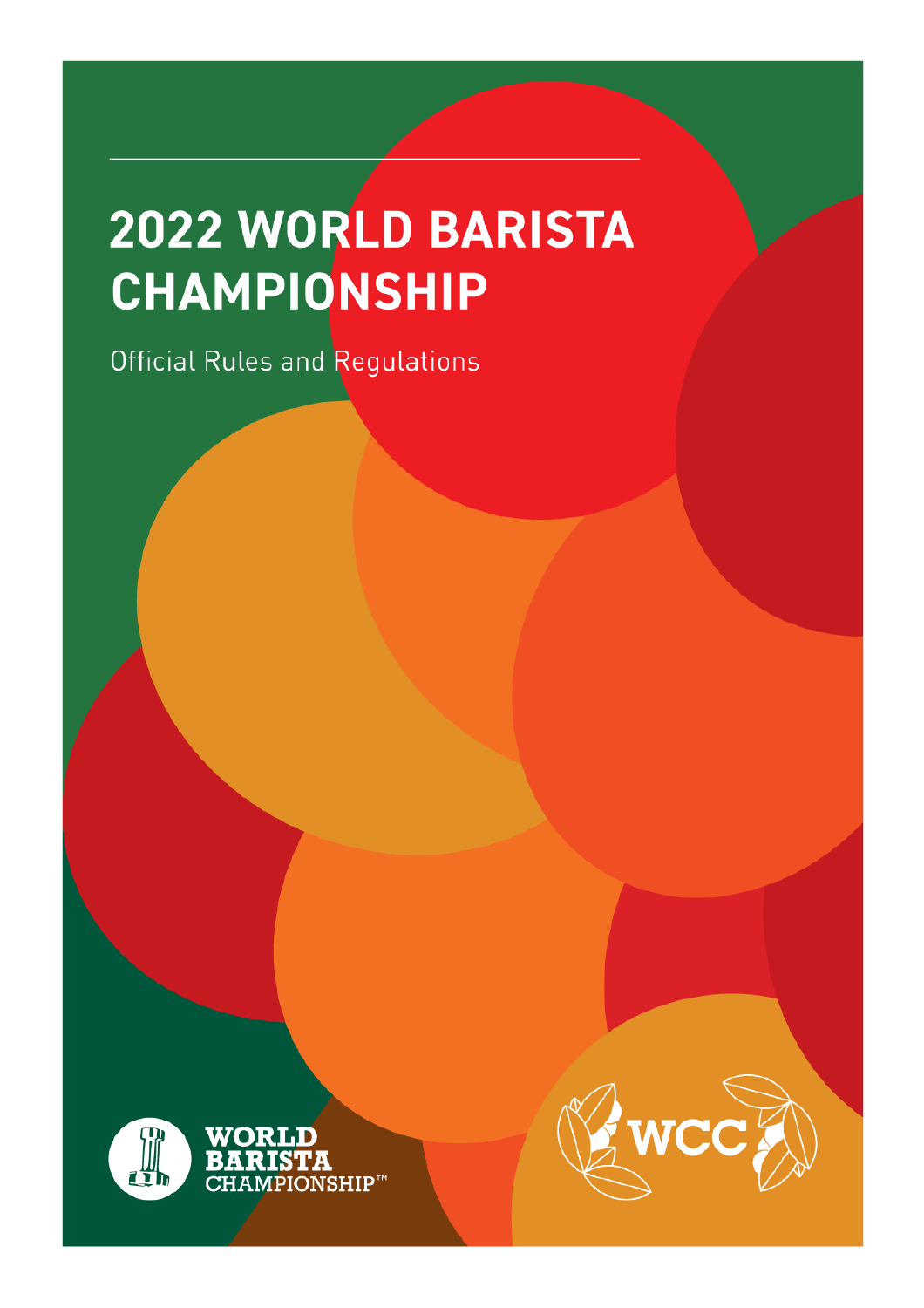# 2022 WORLD BARISTA CHAMPIONSHIP

Official Rules and Regulations

WORLD BARISTA CHAMPIONSHIP™

WCC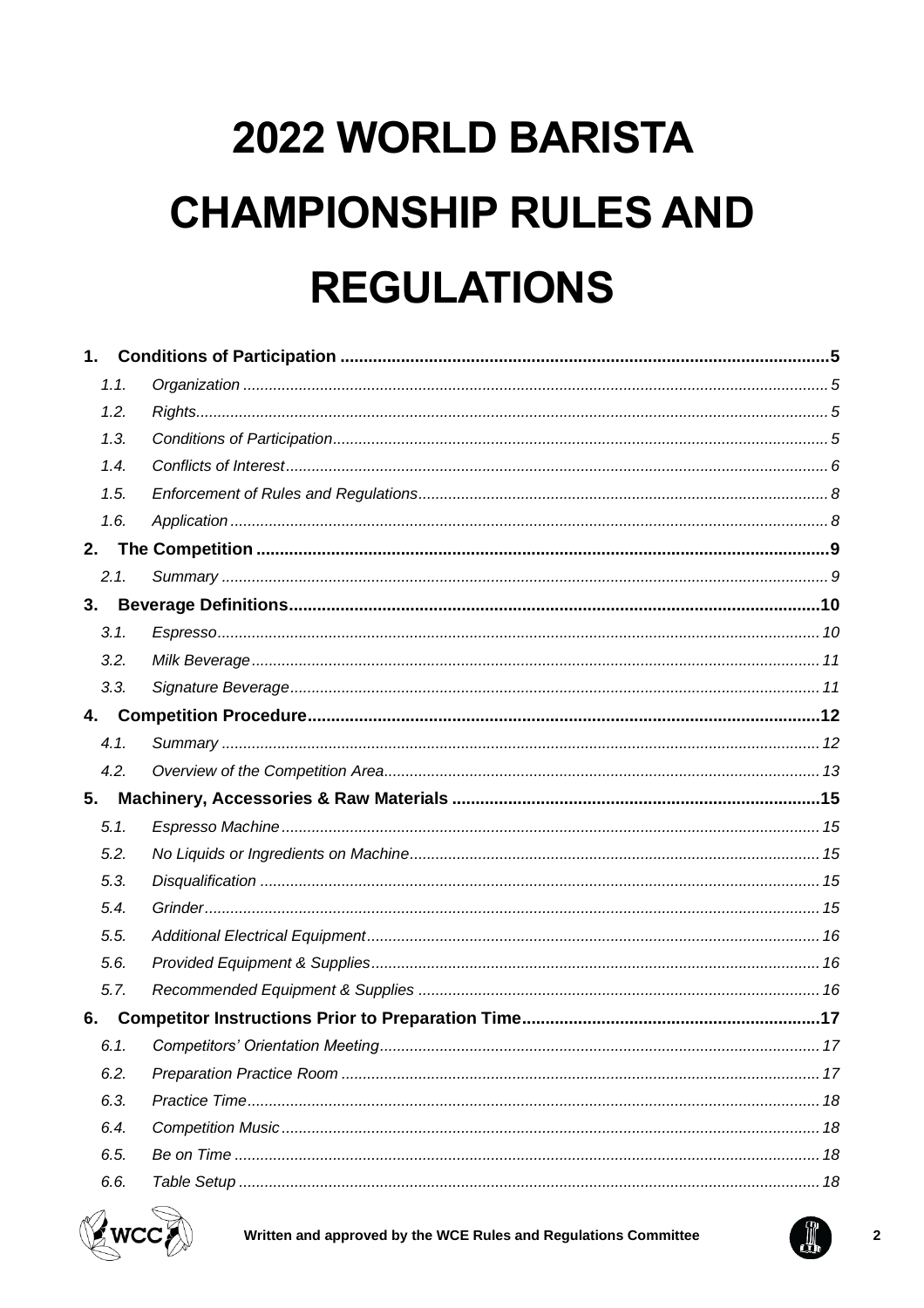# 2022 WORLD BARISTA CHAMPIONSHIP RULES AND REGULATIONS

**1. Conditions of Participation** ........ **5**

- *1.1. Organization* ........ *5*
- *1.2. Rights* ........ *5*
- *1.3. Conditions of Participation* ........ *5*
- *1.4. Conflicts of Interest* ........ *6*
- *1.5. Enforcement of Rules and Regulations* ........ *8*
- *1.6. Application* ........ *8*

**2. The Competition** ........ **9**

- *2.1. Summary* ........ *9*

**3. Beverage Definitions** ........ **10**

- *3.1. Espresso* ........ *10*
- *3.2. Milk Beverage* ........ *11*
- *3.3. Signature Beverage* ........ *11*

**4. Competition Procedure** ........ **12**

- *4.1. Summary* ........ *12*
- *4.2. Overview of the Competition Area* ........ *13*

**5. Machinery, Accessories & Raw Materials** ........ **15**

- *5.1. Espresso Machine* ........ *15*
- *5.2. No Liquids or Ingredients on Machine* ........ *15*
- *5.3. Disqualification* ........ *15*
- *5.4. Grinder* ........ *15*
- *5.5. Additional Electrical Equipment* ........ *16*
- *5.6. Provided Equipment & Supplies* ........ *16*
- *5.7. Recommended Equipment & Supplies* ........ *16*

**6. Competitor Instructions Prior to Preparation Time** ........ **17**

- *6.1. Competitors' Orientation Meeting* ........ *17*
- *6.2. Preparation Practice Room* ........ *17*
- *6.3. Practice Time* ........ *18*
- *6.4. Competition Music* ........ *18*
- *6.5. Be on Time* ........ *18*
- *6.6. Table Setup* ........ *18*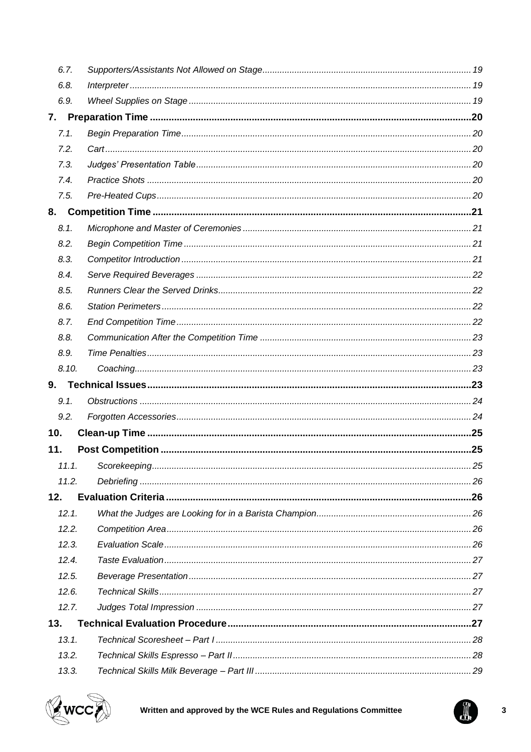| | | |
|---|---|---|
| 6.7. | *Supporters/Assistants Not Allowed on Stage* | 19 |
| 6.8. | *Interpreter* | 19 |
| 6.9. | *Wheel Supplies on Stage* | 19 |
| **7.** | **Preparation Time** | **20** |
| 7.1. | *Begin Preparation Time* | 20 |
| 7.2. | *Cart* | 20 |
| 7.3. | *Judges' Presentation Table* | 20 |
| 7.4. | *Practice Shots* | 20 |
| 7.5. | *Pre-Heated Cups* | 20 |
| **8.** | **Competition Time** | **21** |
| 8.1. | *Microphone and Master of Ceremonies* | 21 |
| 8.2. | *Begin Competition Time* | 21 |
| 8.3. | *Competitor Introduction* | 21 |
| 8.4. | *Serve Required Beverages* | 22 |
| 8.5. | *Runners Clear the Served Drinks* | 22 |
| 8.6. | *Station Perimeters* | 22 |
| 8.7. | *End Competition Time* | 22 |
| 8.8. | *Communication After the Competition Time* | 23 |
| 8.9. | *Time Penalties* | 23 |
| 8.10. | *Coaching* | 23 |
| **9.** | **Technical Issues** | **23** |
| 9.1. | *Obstructions* | 24 |
| 9.2. | *Forgotten Accessories* | 24 |
| **10.** | **Clean-up Time** | **25** |
| **11.** | **Post Competition** | **25** |
| 11.1. | *Scorekeeping* | 25 |
| 11.2. | *Debriefing* | 26 |
| **12.** | **Evaluation Criteria** | **26** |
| 12.1. | *What the Judges are Looking for in a Barista Champion* | 26 |
| 12.2. | *Competition Area* | 26 |
| 12.3. | *Evaluation Scale* | 26 |
| 12.4. | *Taste Evaluation* | 27 |
| 12.5. | *Beverage Presentation* | 27 |
| 12.6. | *Technical Skills* | 27 |
| 12.7. | *Judges Total Impression* | 27 |
| **13.** | **Technical Evaluation Procedure** | **27** |
| 13.1. | *Technical Scoresheet – Part I* | 28 |
| 13.2. | *Technical Skills Espresso – Part II* | 28 |
| 13.3. | *Technical Skills Milk Beverage – Part III* | 29 |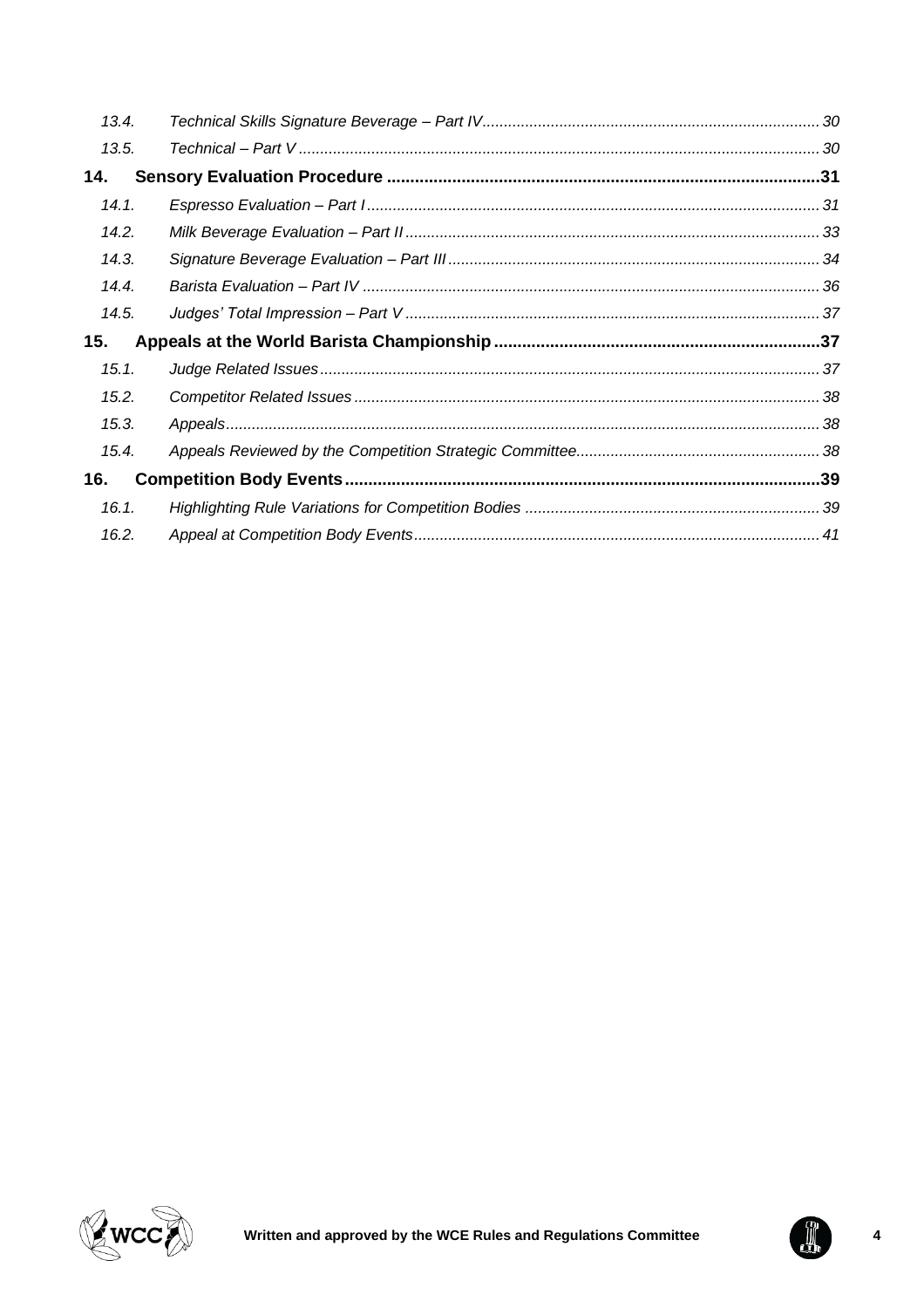| | | |
|---|---|---|
| *13.4.* | *Technical Skills Signature Beverage – Part IV* | *30* |
| *13.5.* | *Technical – Part V* | *30* |
| **14.** | **Sensory Evaluation Procedure** | **31** |
| *14.1.* | *Espresso Evaluation – Part I* | *31* |
| *14.2.* | *Milk Beverage Evaluation – Part II* | *33* |
| *14.3.* | *Signature Beverage Evaluation – Part III* | *34* |
| *14.4.* | *Barista Evaluation – Part IV* | *36* |
| *14.5.* | *Judges' Total Impression – Part V* | *37* |
| **15.** | **Appeals at the World Barista Championship** | **37** |
| *15.1.* | *Judge Related Issues* | *37* |
| *15.2.* | *Competitor Related Issues* | *38* |
| *15.3.* | *Appeals* | *38* |
| *15.4.* | *Appeals Reviewed by the Competition Strategic Committee* | *38* |
| **16.** | **Competition Body Events** | **39** |
| *16.1.* | *Highlighting Rule Variations for Competition Bodies* | *39* |
| *16.2.* | *Appeal at Competition Body Events* | *41* |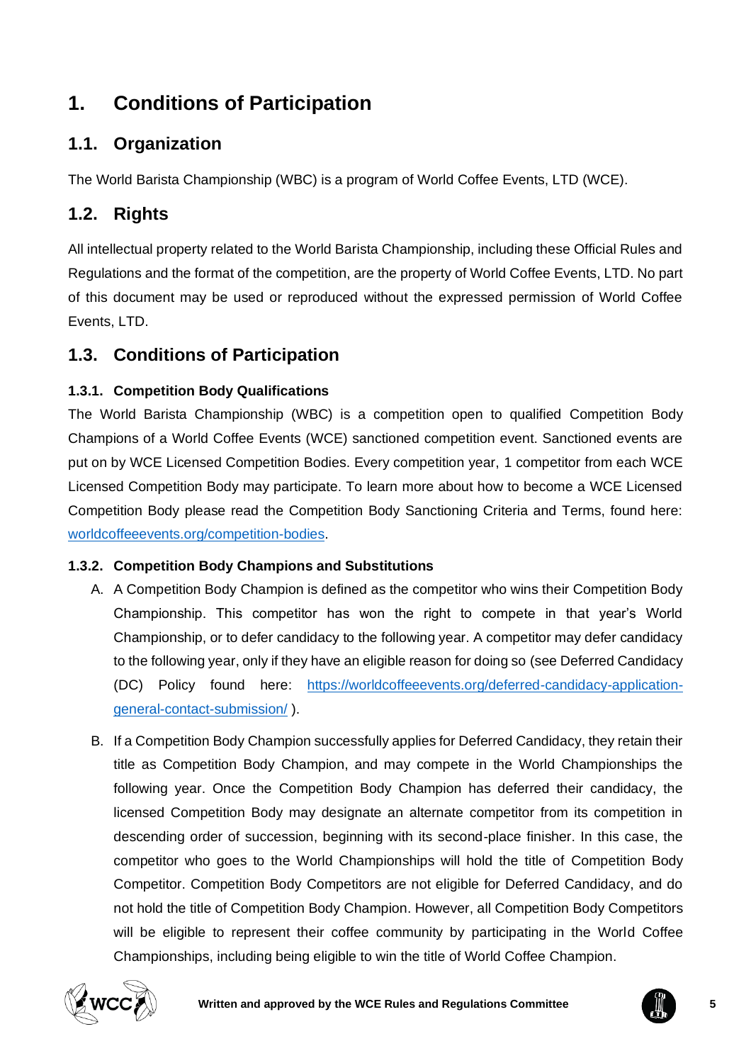# 1. Conditions of Participation

## 1.1. Organization

The World Barista Championship (WBC) is a program of World Coffee Events, LTD (WCE).

## 1.2. Rights

All intellectual property related to the World Barista Championship, including these Official Rules and Regulations and the format of the competition, are the property of World Coffee Events, LTD. No part of this document may be used or reproduced without the expressed permission of World Coffee Events, LTD.

## 1.3. Conditions of Participation

### 1.3.1. Competition Body Qualifications

The World Barista Championship (WBC) is a competition open to qualified Competition Body Champions of a World Coffee Events (WCE) sanctioned competition event. Sanctioned events are put on by WCE Licensed Competition Bodies. Every competition year, 1 competitor from each WCE Licensed Competition Body may participate. To learn more about how to become a WCE Licensed Competition Body please read the Competition Body Sanctioning Criteria and Terms, found here: [worldcoffeeevents.org/competition-bodies](worldcoffeeevents.org/competition-bodies).

### 1.3.2. Competition Body Champions and Substitutions

A. A Competition Body Champion is defined as the competitor who wins their Competition Body Championship. This competitor has won the right to compete in that year's World Championship, or to defer candidacy to the following year. A competitor may defer candidacy to the following year, only if they have an eligible reason for doing so (see Deferred Candidacy (DC) Policy found here: [https://worldcoffeeevents.org/deferred-candidacy-application-general-contact-submission/](https://worldcoffeeevents.org/deferred-candidacy-application-general-contact-submission/) ).

B. If a Competition Body Champion successfully applies for Deferred Candidacy, they retain their title as Competition Body Champion, and may compete in the World Championships the following year. Once the Competition Body Champion has deferred their candidacy, the licensed Competition Body may designate an alternate competitor from its competition in descending order of succession, beginning with its second-place finisher. In this case, the competitor who goes to the World Championships will hold the title of Competition Body Competitor. Competition Body Competitors are not eligible for Deferred Candidacy, and do not hold the title of Competition Body Champion. However, all Competition Body Competitors will be eligible to represent their coffee community by participating in the World Coffee Championships, including being eligible to win the title of World Coffee Champion.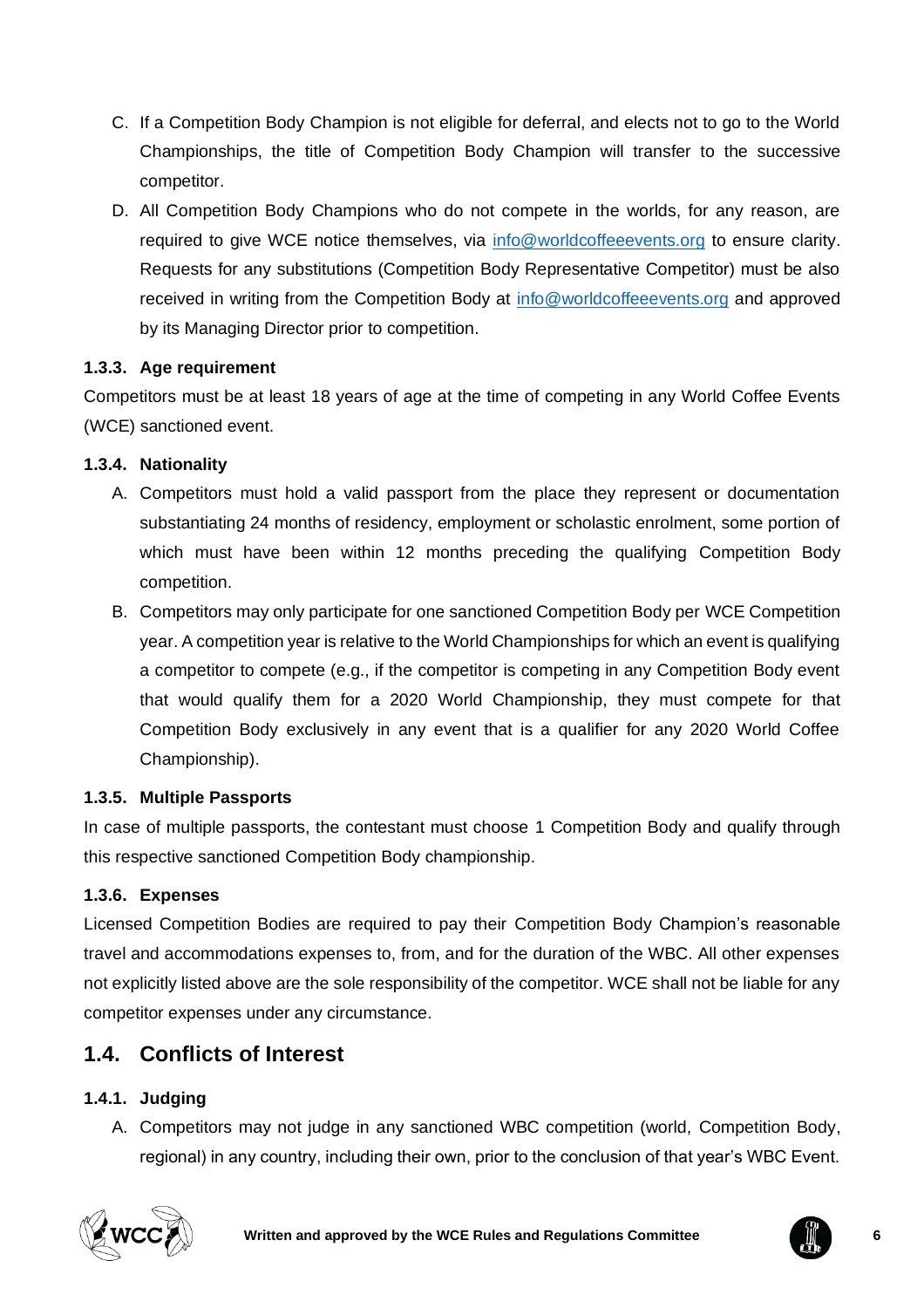C. If a Competition Body Champion is not eligible for deferral, and elects not to go to the World Championships, the title of Competition Body Champion will transfer to the successive competitor.

D. All Competition Body Champions who do not compete in the worlds, for any reason, are required to give WCE notice themselves, via info@worldcoffeeevents.org to ensure clarity. Requests for any substitutions (Competition Body Representative Competitor) must be also received in writing from the Competition Body at info@worldcoffeeevents.org and approved by its Managing Director prior to competition.

#### 1.3.3. Age requirement

Competitors must be at least 18 years of age at the time of competing in any World Coffee Events (WCE) sanctioned event.

#### 1.3.4. Nationality

A. Competitors must hold a valid passport from the place they represent or documentation substantiating 24 months of residency, employment or scholastic enrolment, some portion of which must have been within 12 months preceding the qualifying Competition Body competition.

B. Competitors may only participate for one sanctioned Competition Body per WCE Competition year. A competition year is relative to the World Championships for which an event is qualifying a competitor to compete (e.g., if the competitor is competing in any Competition Body event that would qualify them for a 2020 World Championship, they must compete for that Competition Body exclusively in any event that is a qualifier for any 2020 World Coffee Championship).

#### 1.3.5. Multiple Passports

In case of multiple passports, the contestant must choose 1 Competition Body and qualify through this respective sanctioned Competition Body championship.

#### 1.3.6. Expenses

Licensed Competition Bodies are required to pay their Competition Body Champion's reasonable travel and accommodations expenses to, from, and for the duration of the WBC. All other expenses not explicitly listed above are the sole responsibility of the competitor. WCE shall not be liable for any competitor expenses under any circumstance.

## 1.4. Conflicts of Interest

#### 1.4.1. Judging

A. Competitors may not judge in any sanctioned WBC competition (world, Competition Body, regional) in any country, including their own, prior to the conclusion of that year's WBC Event.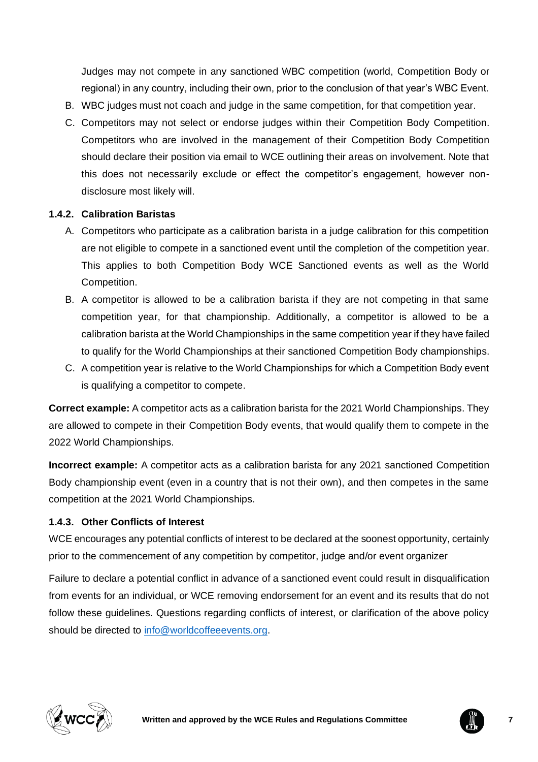Judges may not compete in any sanctioned WBC competition (world, Competition Body or regional) in any country, including their own, prior to the conclusion of that year's WBC Event.

B. WBC judges must not coach and judge in the same competition, for that competition year.

C. Competitors may not select or endorse judges within their Competition Body Competition. Competitors who are involved in the management of their Competition Body Competition should declare their position via email to WCE outlining their areas on involvement. Note that this does not necessarily exclude or effect the competitor's engagement, however non-disclosure most likely will.

### 1.4.2. Calibration Baristas

A. Competitors who participate as a calibration barista in a judge calibration for this competition are not eligible to compete in a sanctioned event until the completion of the competition year. This applies to both Competition Body WCE Sanctioned events as well as the World Competition.

B. A competitor is allowed to be a calibration barista if they are not competing in that same competition year, for that championship. Additionally, a competitor is allowed to be a calibration barista at the World Championships in the same competition year if they have failed to qualify for the World Championships at their sanctioned Competition Body championships.

C. A competition year is relative to the World Championships for which a Competition Body event is qualifying a competitor to compete.

**Correct example:** A competitor acts as a calibration barista for the 2021 World Championships. They are allowed to compete in their Competition Body events, that would qualify them to compete in the 2022 World Championships.

**Incorrect example:** A competitor acts as a calibration barista for any 2021 sanctioned Competition Body championship event (even in a country that is not their own), and then competes in the same competition at the 2021 World Championships.

### 1.4.3. Other Conflicts of Interest

WCE encourages any potential conflicts of interest to be declared at the soonest opportunity, certainly prior to the commencement of any competition by competitor, judge and/or event organizer

Failure to declare a potential conflict in advance of a sanctioned event could result in disqualification from events for an individual, or WCE removing endorsement for an event and its results that do not follow these guidelines. Questions regarding conflicts of interest, or clarification of the above policy should be directed to info@worldcoffeeevents.org.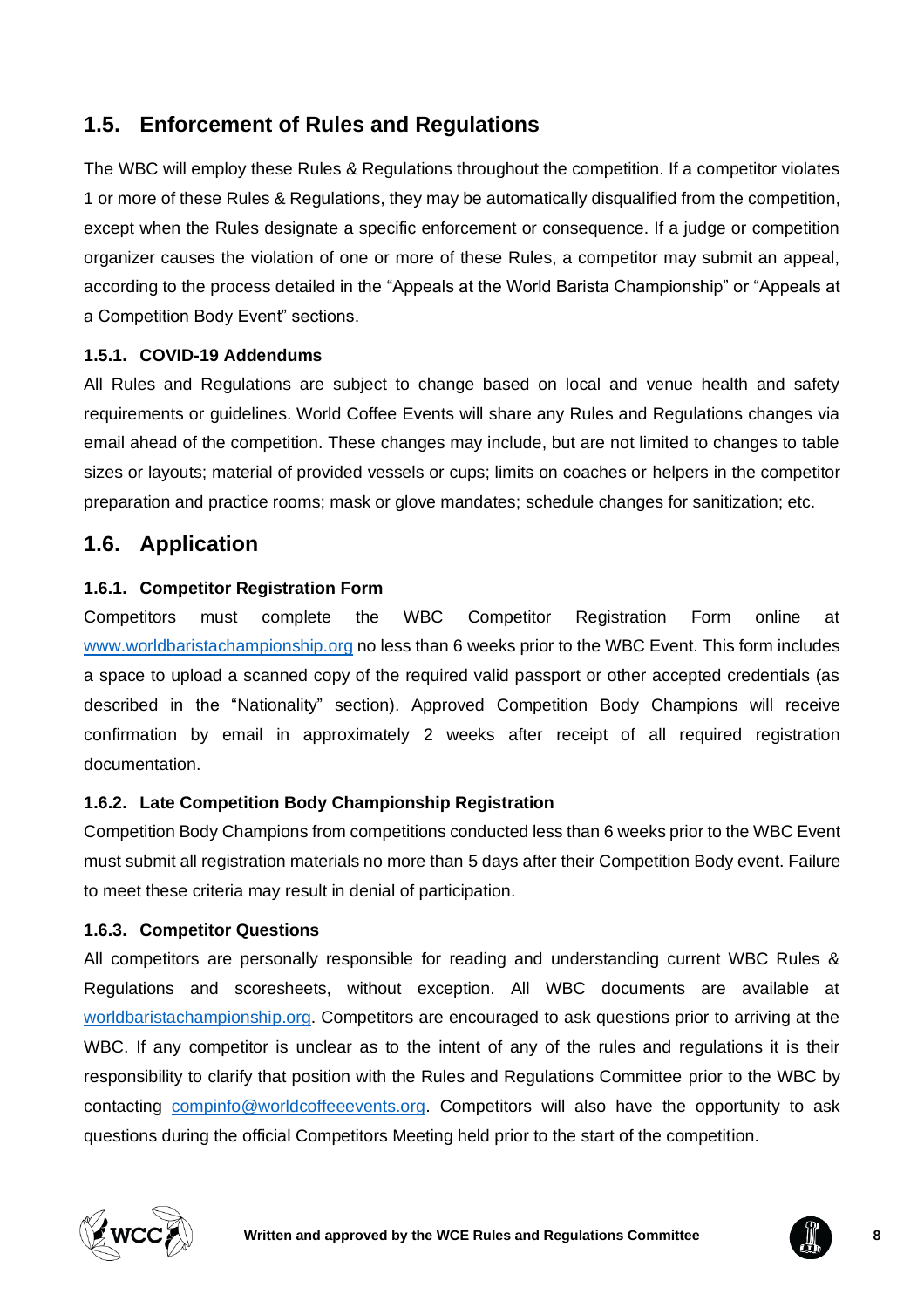## 1.5. Enforcement of Rules and Regulations

The WBC will employ these Rules & Regulations throughout the competition. If a competitor violates 1 or more of these Rules & Regulations, they may be automatically disqualified from the competition, except when the Rules designate a specific enforcement or consequence. If a judge or competition organizer causes the violation of one or more of these Rules, a competitor may submit an appeal, according to the process detailed in the "Appeals at the World Barista Championship" or "Appeals at a Competition Body Event" sections.

### 1.5.1. COVID-19 Addendums

All Rules and Regulations are subject to change based on local and venue health and safety requirements or guidelines. World Coffee Events will share any Rules and Regulations changes via email ahead of the competition. These changes may include, but are not limited to changes to table sizes or layouts; material of provided vessels or cups; limits on coaches or helpers in the competitor preparation and practice rooms; mask or glove mandates; schedule changes for sanitization; etc.

## 1.6. Application

### 1.6.1. Competitor Registration Form

Competitors must complete the WBC Competitor Registration Form online at www.worldbaristachampionship.org no less than 6 weeks prior to the WBC Event. This form includes a space to upload a scanned copy of the required valid passport or other accepted credentials (as described in the "Nationality" section). Approved Competition Body Champions will receive confirmation by email in approximately 2 weeks after receipt of all required registration documentation.

### 1.6.2. Late Competition Body Championship Registration

Competition Body Champions from competitions conducted less than 6 weeks prior to the WBC Event must submit all registration materials no more than 5 days after their Competition Body event. Failure to meet these criteria may result in denial of participation.

### 1.6.3. Competitor Questions

All competitors are personally responsible for reading and understanding current WBC Rules & Regulations and scoresheets, without exception. All WBC documents are available at worldbaristachampionship.org. Competitors are encouraged to ask questions prior to arriving at the WBC. If any competitor is unclear as to the intent of any of the rules and regulations it is their responsibility to clarify that position with the Rules and Regulations Committee prior to the WBC by contacting compinfo@worldcoffeeevents.org. Competitors will also have the opportunity to ask questions during the official Competitors Meeting held prior to the start of the competition.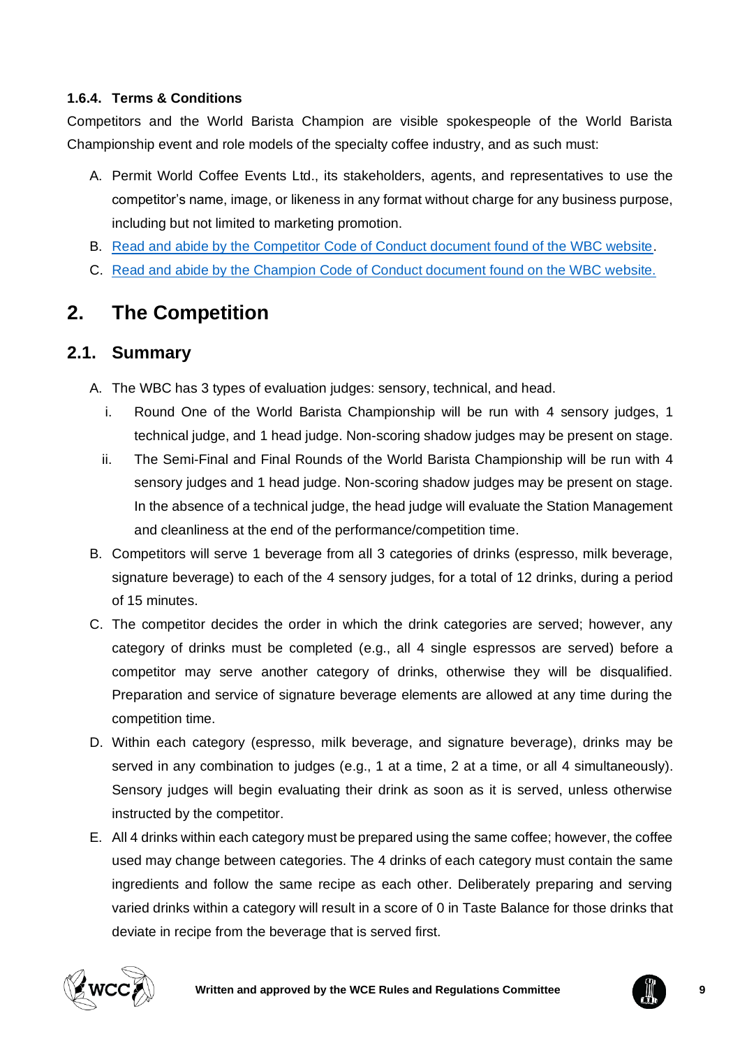#### 1.6.4. Terms & Conditions

Competitors and the World Barista Champion are visible spokespeople of the World Barista Championship event and role models of the specialty coffee industry, and as such must:

A. Permit World Coffee Events Ltd., its stakeholders, agents, and representatives to use the competitor's name, image, or likeness in any format without charge for any business purpose, including but not limited to marketing promotion.

B. Read and abide by the Competitor Code of Conduct document found of the WBC website.

C. Read and abide by the Champion Code of Conduct document found on the WBC website.

# 2. The Competition

## 2.1. Summary

A. The WBC has 3 types of evaluation judges: sensory, technical, and head.

   i. Round One of the World Barista Championship will be run with 4 sensory judges, 1 technical judge, and 1 head judge. Non-scoring shadow judges may be present on stage.

   ii. The Semi-Final and Final Rounds of the World Barista Championship will be run with 4 sensory judges and 1 head judge. Non-scoring shadow judges may be present on stage. In the absence of a technical judge, the head judge will evaluate the Station Management and cleanliness at the end of the performance/competition time.

B. Competitors will serve 1 beverage from all 3 categories of drinks (espresso, milk beverage, signature beverage) to each of the 4 sensory judges, for a total of 12 drinks, during a period of 15 minutes.

C. The competitor decides the order in which the drink categories are served; however, any category of drinks must be completed (e.g., all 4 single espressos are served) before a competitor may serve another category of drinks, otherwise they will be disqualified. Preparation and service of signature beverage elements are allowed at any time during the competition time.

D. Within each category (espresso, milk beverage, and signature beverage), drinks may be served in any combination to judges (e.g., 1 at a time, 2 at a time, or all 4 simultaneously). Sensory judges will begin evaluating their drink as soon as it is served, unless otherwise instructed by the competitor.

E. All 4 drinks within each category must be prepared using the same coffee; however, the coffee used may change between categories. The 4 drinks of each category must contain the same ingredients and follow the same recipe as each other. Deliberately preparing and serving varied drinks within a category will result in a score of 0 in Taste Balance for those drinks that deviate in recipe from the beverage that is served first.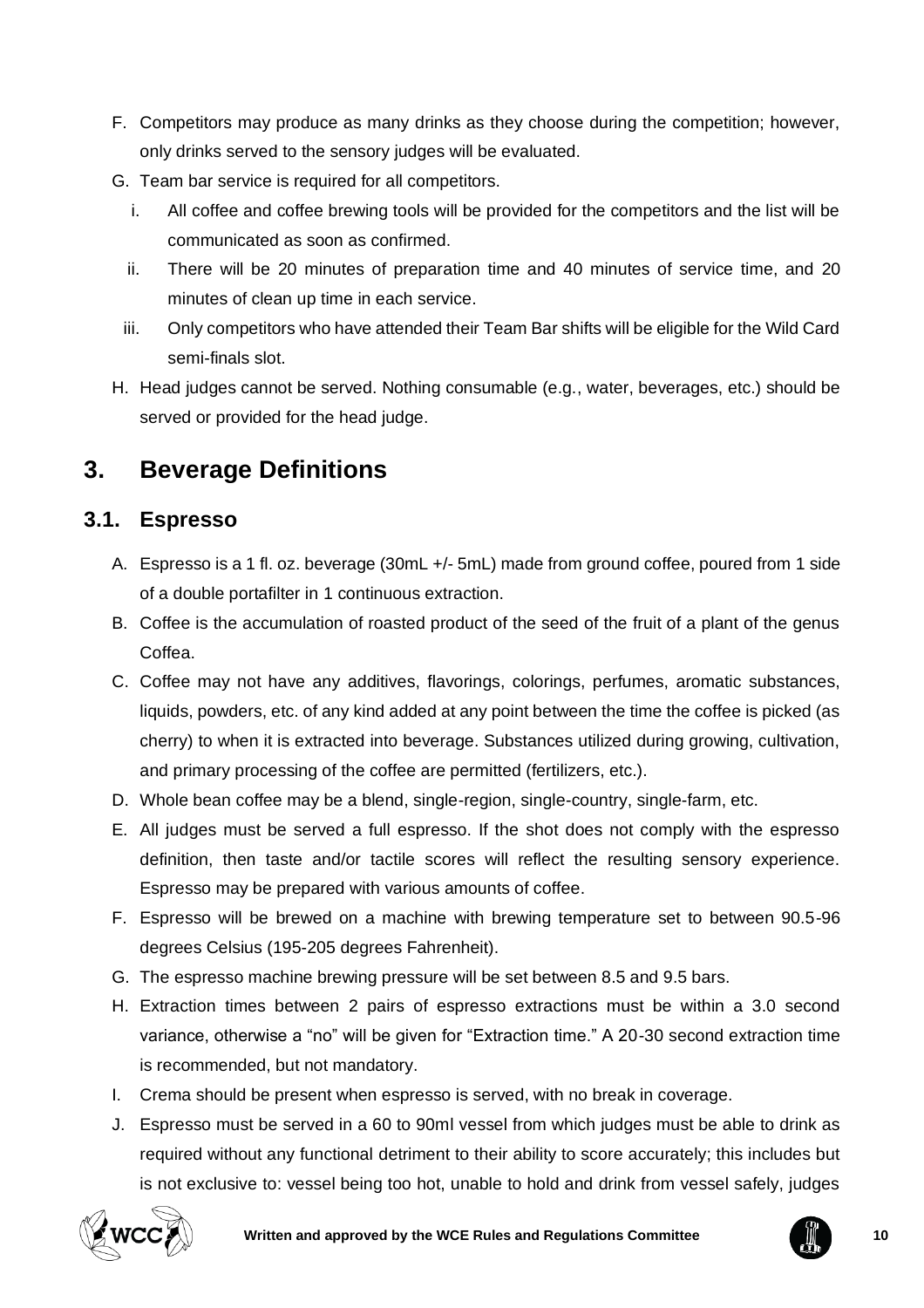F. Competitors may produce as many drinks as they choose during the competition; however, only drinks served to the sensory judges will be evaluated.

G. Team bar service is required for all competitors.

   i. All coffee and coffee brewing tools will be provided for the competitors and the list will be communicated as soon as confirmed.

   ii. There will be 20 minutes of preparation time and 40 minutes of service time, and 20 minutes of clean up time in each service.

   iii. Only competitors who have attended their Team Bar shifts will be eligible for the Wild Card semi-finals slot.

H. Head judges cannot be served. Nothing consumable (e.g., water, beverages, etc.) should be served or provided for the head judge.

# 3. Beverage Definitions

## 3.1. Espresso

A. Espresso is a 1 fl. oz. beverage (30mL +/- 5mL) made from ground coffee, poured from 1 side of a double portafilter in 1 continuous extraction.

B. Coffee is the accumulation of roasted product of the seed of the fruit of a plant of the genus Coffea.

C. Coffee may not have any additives, flavorings, colorings, perfumes, aromatic substances, liquids, powders, etc. of any kind added at any point between the time the coffee is picked (as cherry) to when it is extracted into beverage. Substances utilized during growing, cultivation, and primary processing of the coffee are permitted (fertilizers, etc.).

D. Whole bean coffee may be a blend, single-region, single-country, single-farm, etc.

E. All judges must be served a full espresso. If the shot does not comply with the espresso definition, then taste and/or tactile scores will reflect the resulting sensory experience. Espresso may be prepared with various amounts of coffee.

F. Espresso will be brewed on a machine with brewing temperature set to between 90.5-96 degrees Celsius (195-205 degrees Fahrenheit).

G. The espresso machine brewing pressure will be set between 8.5 and 9.5 bars.

H. Extraction times between 2 pairs of espresso extractions must be within a 3.0 second variance, otherwise a "no" will be given for "Extraction time." A 20-30 second extraction time is recommended, but not mandatory.

I. Crema should be present when espresso is served, with no break in coverage.

J. Espresso must be served in a 60 to 90ml vessel from which judges must be able to drink as required without any functional detriment to their ability to score accurately; this includes but is not exclusive to: vessel being too hot, unable to hold and drink from vessel safely, judges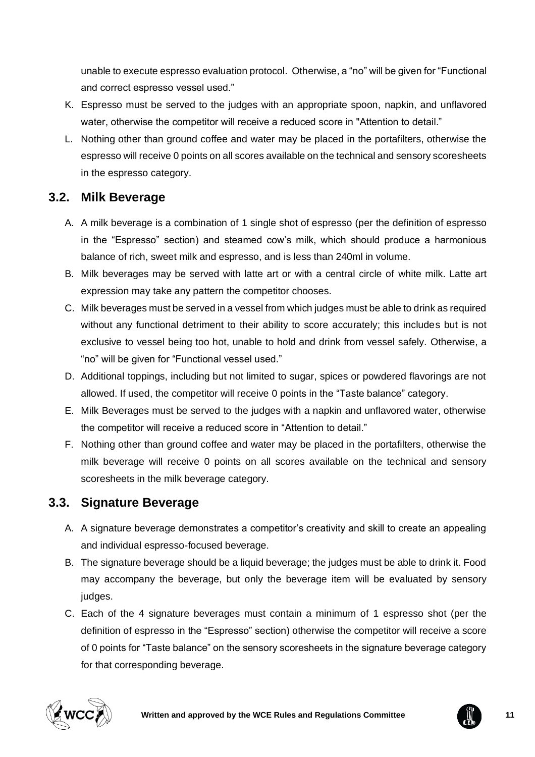unable to execute espresso evaluation protocol. Otherwise, a "no" will be given for "Functional and correct espresso vessel used."

K. Espresso must be served to the judges with an appropriate spoon, napkin, and unflavored water, otherwise the competitor will receive a reduced score in "Attention to detail."

L. Nothing other than ground coffee and water may be placed in the portafilters, otherwise the espresso will receive 0 points on all scores available on the technical and sensory scoresheets in the espresso category.

## 3.2. Milk Beverage

A. A milk beverage is a combination of 1 single shot of espresso (per the definition of espresso in the "Espresso" section) and steamed cow's milk, which should produce a harmonious balance of rich, sweet milk and espresso, and is less than 240ml in volume.

B. Milk beverages may be served with latte art or with a central circle of white milk. Latte art expression may take any pattern the competitor chooses.

C. Milk beverages must be served in a vessel from which judges must be able to drink as required without any functional detriment to their ability to score accurately; this includes but is not exclusive to vessel being too hot, unable to hold and drink from vessel safely. Otherwise, a "no" will be given for "Functional vessel used."

D. Additional toppings, including but not limited to sugar, spices or powdered flavorings are not allowed. If used, the competitor will receive 0 points in the "Taste balance" category.

E. Milk Beverages must be served to the judges with a napkin and unflavored water, otherwise the competitor will receive a reduced score in "Attention to detail."

F. Nothing other than ground coffee and water may be placed in the portafilters, otherwise the milk beverage will receive 0 points on all scores available on the technical and sensory scoresheets in the milk beverage category.

## 3.3. Signature Beverage

A. A signature beverage demonstrates a competitor's creativity and skill to create an appealing and individual espresso-focused beverage.

B. The signature beverage should be a liquid beverage; the judges must be able to drink it. Food may accompany the beverage, but only the beverage item will be evaluated by sensory judges.

C. Each of the 4 signature beverages must contain a minimum of 1 espresso shot (per the definition of espresso in the "Espresso" section) otherwise the competitor will receive a score of 0 points for "Taste balance" on the sensory scoresheets in the signature beverage category for that corresponding beverage.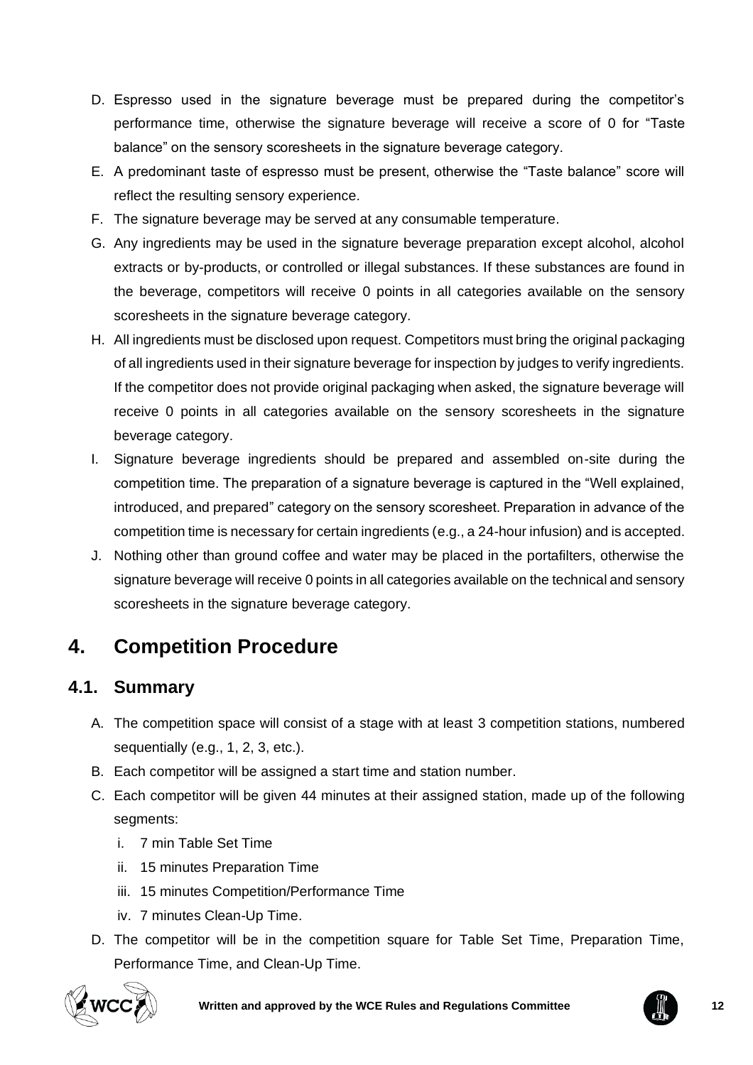D. Espresso used in the signature beverage must be prepared during the competitor's performance time, otherwise the signature beverage will receive a score of 0 for "Taste balance" on the sensory scoresheets in the signature beverage category.
E. A predominant taste of espresso must be present, otherwise the "Taste balance" score will reflect the resulting sensory experience.
F. The signature beverage may be served at any consumable temperature.
G. Any ingredients may be used in the signature beverage preparation except alcohol, alcohol extracts or by-products, or controlled or illegal substances. If these substances are found in the beverage, competitors will receive 0 points in all categories available on the sensory scoresheets in the signature beverage category.
H. All ingredients must be disclosed upon request. Competitors must bring the original packaging of all ingredients used in their signature beverage for inspection by judges to verify ingredients. If the competitor does not provide original packaging when asked, the signature beverage will receive 0 points in all categories available on the sensory scoresheets in the signature beverage category.
I. Signature beverage ingredients should be prepared and assembled on-site during the competition time. The preparation of a signature beverage is captured in the "Well explained, introduced, and prepared" category on the sensory scoresheet. Preparation in advance of the competition time is necessary for certain ingredients (e.g., a 24-hour infusion) and is accepted.
J. Nothing other than ground coffee and water may be placed in the portafilters, otherwise the signature beverage will receive 0 points in all categories available on the technical and sensory scoresheets in the signature beverage category.

# 4. Competition Procedure

## 4.1. Summary

A. The competition space will consist of a stage with at least 3 competition stations, numbered sequentially (e.g., 1, 2, 3, etc.).
B. Each competitor will be assigned a start time and station number.
C. Each competitor will be given 44 minutes at their assigned station, made up of the following segments:
   i. 7 min Table Set Time
   ii. 15 minutes Preparation Time
   iii. 15 minutes Competition/Performance Time
   iv. 7 minutes Clean-Up Time.
D. The competitor will be in the competition square for Table Set Time, Preparation Time, Performance Time, and Clean-Up Time.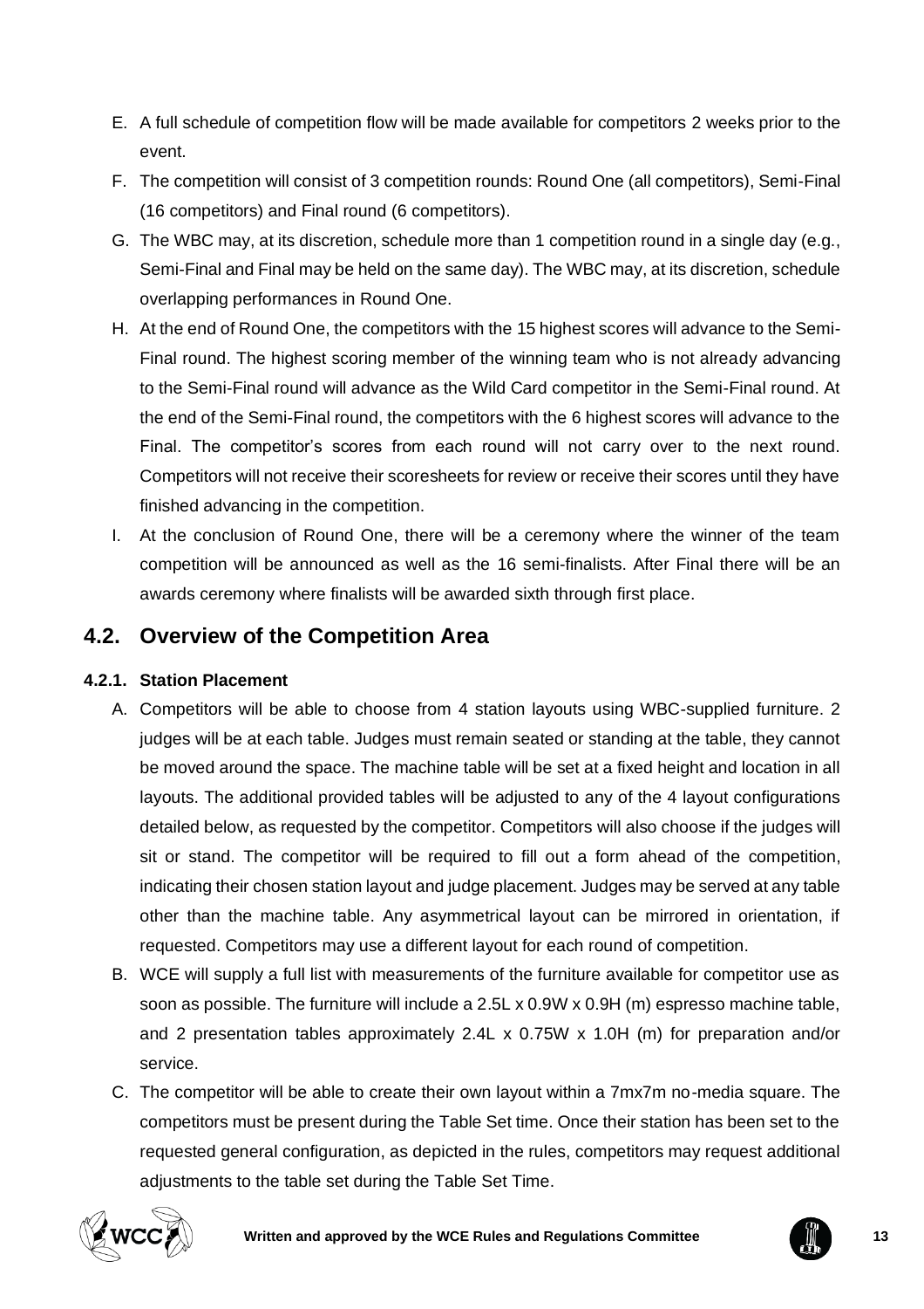E. A full schedule of competition flow will be made available for competitors 2 weeks prior to the event.

F. The competition will consist of 3 competition rounds: Round One (all competitors), Semi-Final (16 competitors) and Final round (6 competitors).

G. The WBC may, at its discretion, schedule more than 1 competition round in a single day (e.g., Semi-Final and Final may be held on the same day). The WBC may, at its discretion, schedule overlapping performances in Round One.

H. At the end of Round One, the competitors with the 15 highest scores will advance to the Semi-Final round. The highest scoring member of the winning team who is not already advancing to the Semi-Final round will advance as the Wild Card competitor in the Semi-Final round. At the end of the Semi-Final round, the competitors with the 6 highest scores will advance to the Final. The competitor's scores from each round will not carry over to the next round. Competitors will not receive their scoresheets for review or receive their scores until they have finished advancing in the competition.

I. At the conclusion of Round One, there will be a ceremony where the winner of the team competition will be announced as well as the 16 semi-finalists. After Final there will be an awards ceremony where finalists will be awarded sixth through first place.

## 4.2. Overview of the Competition Area

### 4.2.1. Station Placement

A. Competitors will be able to choose from 4 station layouts using WBC-supplied furniture. 2 judges will be at each table. Judges must remain seated or standing at the table, they cannot be moved around the space. The machine table will be set at a fixed height and location in all layouts. The additional provided tables will be adjusted to any of the 4 layout configurations detailed below, as requested by the competitor. Competitors will also choose if the judges will sit or stand. The competitor will be required to fill out a form ahead of the competition, indicating their chosen station layout and judge placement. Judges may be served at any table other than the machine table. Any asymmetrical layout can be mirrored in orientation, if requested. Competitors may use a different layout for each round of competition.

B. WCE will supply a full list with measurements of the furniture available for competitor use as soon as possible. The furniture will include a 2.5L x 0.9W x 0.9H (m) espresso machine table, and 2 presentation tables approximately 2.4L x 0.75W x 1.0H (m) for preparation and/or service.

C. The competitor will be able to create their own layout within a 7mx7m no-media square. The competitors must be present during the Table Set time. Once their station has been set to the requested general configuration, as depicted in the rules, competitors may request additional adjustments to the table set during the Table Set Time.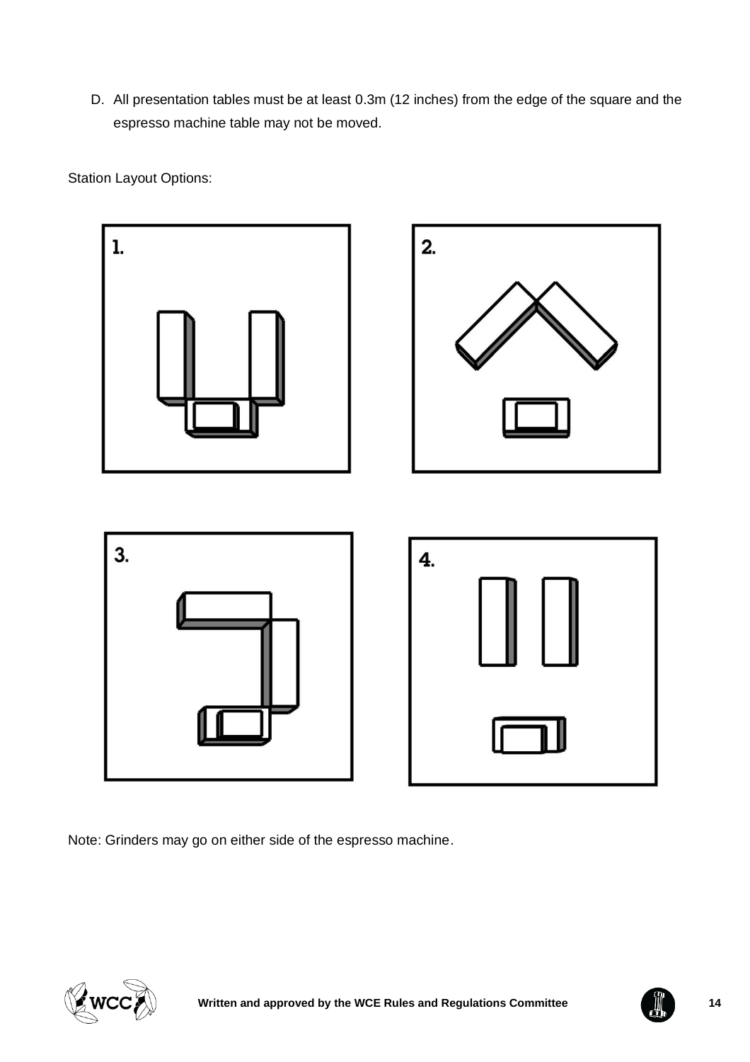D. All presentation tables must be at least 0.3m (12 inches) from the edge of the square and the espresso machine table may not be moved.

Station Layout Options:

1.

2.

3.

4.

Note: Grinders may go on either side of the espresso machine.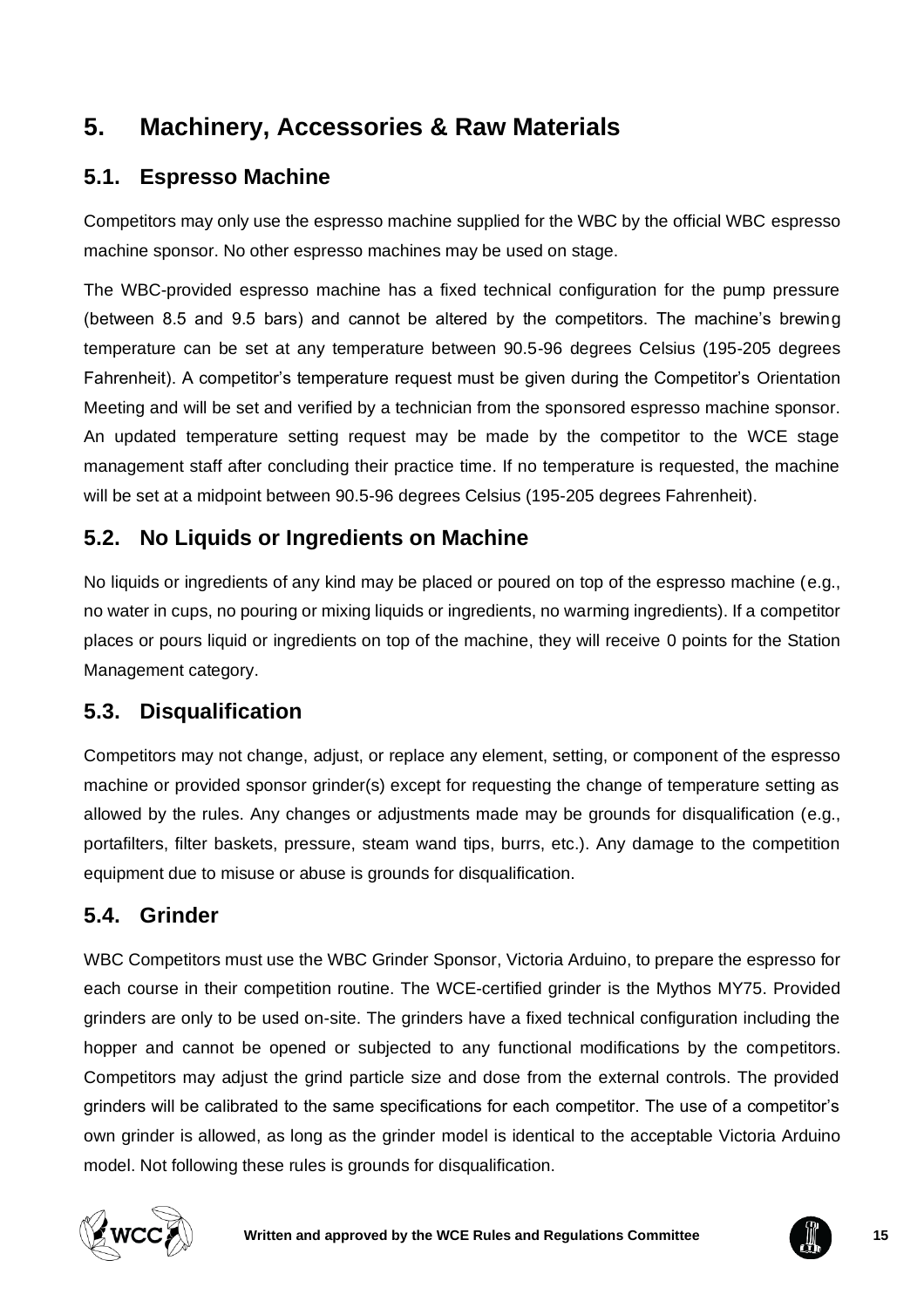# 5. Machinery, Accessories & Raw Materials

## 5.1. Espresso Machine

Competitors may only use the espresso machine supplied for the WBC by the official WBC espresso machine sponsor. No other espresso machines may be used on stage.

The WBC-provided espresso machine has a fixed technical configuration for the pump pressure (between 8.5 and 9.5 bars) and cannot be altered by the competitors. The machine's brewing temperature can be set at any temperature between 90.5-96 degrees Celsius (195-205 degrees Fahrenheit). A competitor's temperature request must be given during the Competitor's Orientation Meeting and will be set and verified by a technician from the sponsored espresso machine sponsor. An updated temperature setting request may be made by the competitor to the WCE stage management staff after concluding their practice time. If no temperature is requested, the machine will be set at a midpoint between 90.5-96 degrees Celsius (195-205 degrees Fahrenheit).

## 5.2. No Liquids or Ingredients on Machine

No liquids or ingredients of any kind may be placed or poured on top of the espresso machine (e.g., no water in cups, no pouring or mixing liquids or ingredients, no warming ingredients). If a competitor places or pours liquid or ingredients on top of the machine, they will receive 0 points for the Station Management category.

## 5.3. Disqualification

Competitors may not change, adjust, or replace any element, setting, or component of the espresso machine or provided sponsor grinder(s) except for requesting the change of temperature setting as allowed by the rules. Any changes or adjustments made may be grounds for disqualification (e.g., portafilters, filter baskets, pressure, steam wand tips, burrs, etc.). Any damage to the competition equipment due to misuse or abuse is grounds for disqualification.

## 5.4. Grinder

WBC Competitors must use the WBC Grinder Sponsor, Victoria Arduino, to prepare the espresso for each course in their competition routine. The WCE-certified grinder is the Mythos MY75. Provided grinders are only to be used on-site. The grinders have a fixed technical configuration including the hopper and cannot be opened or subjected to any functional modifications by the competitors. Competitors may adjust the grind particle size and dose from the external controls. The provided grinders will be calibrated to the same specifications for each competitor. The use of a competitor's own grinder is allowed, as long as the grinder model is identical to the acceptable Victoria Arduino model. Not following these rules is grounds for disqualification.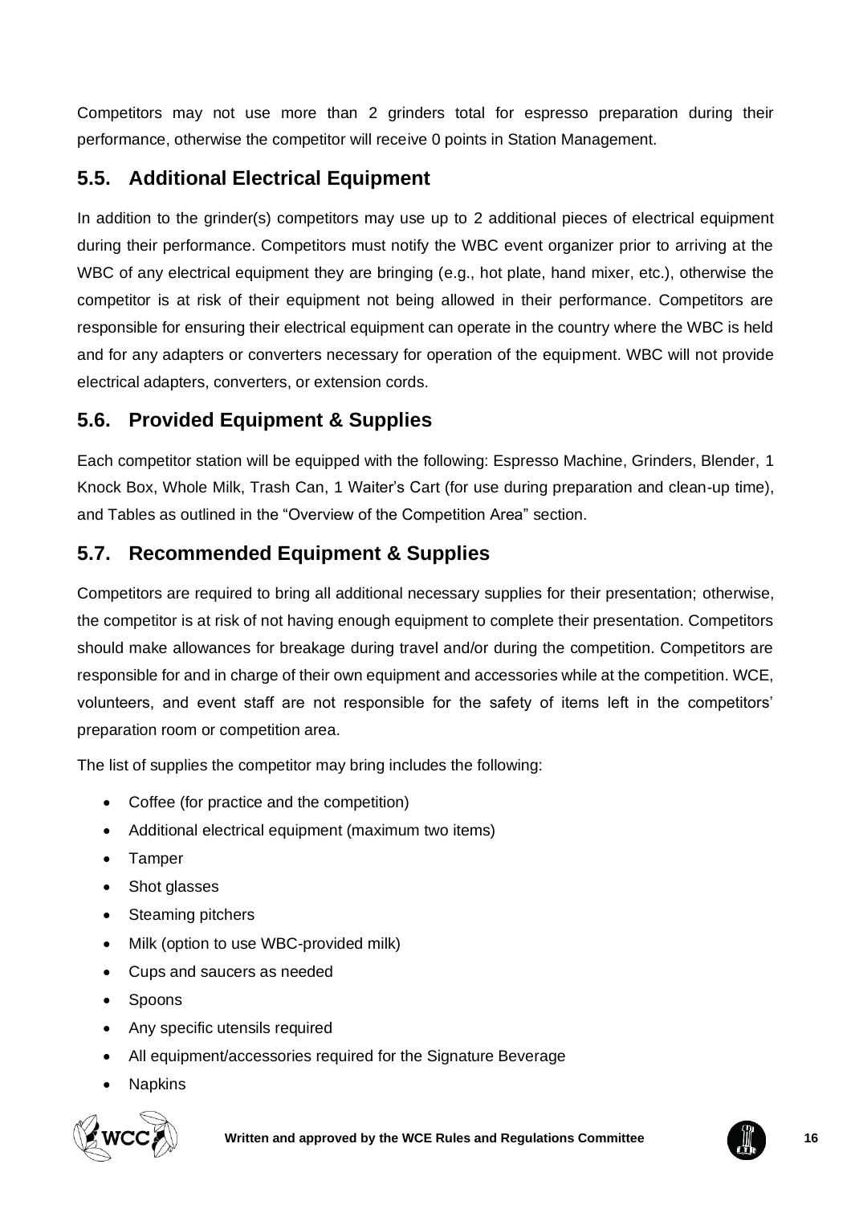Competitors may not use more than 2 grinders total for espresso preparation during their performance, otherwise the competitor will receive 0 points in Station Management.

## 5.5. Additional Electrical Equipment

In addition to the grinder(s) competitors may use up to 2 additional pieces of electrical equipment during their performance. Competitors must notify the WBC event organizer prior to arriving at the WBC of any electrical equipment they are bringing (e.g., hot plate, hand mixer, etc.), otherwise the competitor is at risk of their equipment not being allowed in their performance. Competitors are responsible for ensuring their electrical equipment can operate in the country where the WBC is held and for any adapters or converters necessary for operation of the equipment. WBC will not provide electrical adapters, converters, or extension cords.

## 5.6. Provided Equipment & Supplies

Each competitor station will be equipped with the following: Espresso Machine, Grinders, Blender, 1 Knock Box, Whole Milk, Trash Can, 1 Waiter's Cart (for use during preparation and clean-up time), and Tables as outlined in the "Overview of the Competition Area" section.

## 5.7. Recommended Equipment & Supplies

Competitors are required to bring all additional necessary supplies for their presentation; otherwise, the competitor is at risk of not having enough equipment to complete their presentation. Competitors should make allowances for breakage during travel and/or during the competition. Competitors are responsible for and in charge of their own equipment and accessories while at the competition. WCE, volunteers, and event staff are not responsible for the safety of items left in the competitors' preparation room or competition area.

The list of supplies the competitor may bring includes the following:

- Coffee (for practice and the competition)
- Additional electrical equipment (maximum two items)
- Tamper
- Shot glasses
- Steaming pitchers
- Milk (option to use WBC-provided milk)
- Cups and saucers as needed
- Spoons
- Any specific utensils required
- All equipment/accessories required for the Signature Beverage
- Napkins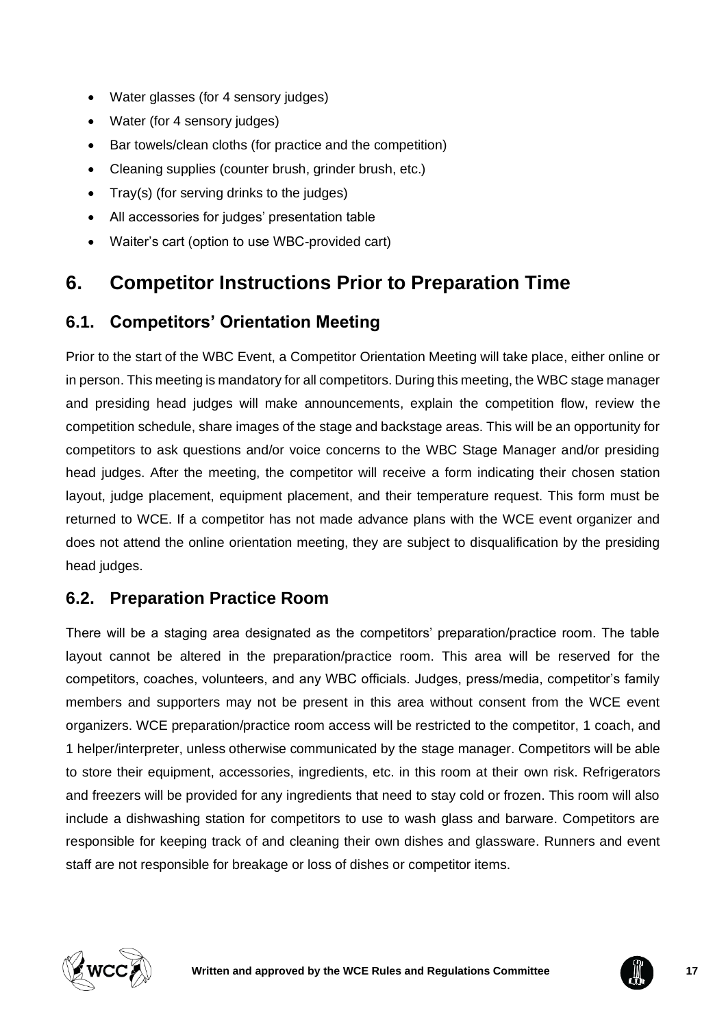- Water glasses (for 4 sensory judges)
- Water (for 4 sensory judges)
- Bar towels/clean cloths (for practice and the competition)
- Cleaning supplies (counter brush, grinder brush, etc.)
- Tray(s) (for serving drinks to the judges)
- All accessories for judges' presentation table
- Waiter's cart (option to use WBC-provided cart)

# 6. Competitor Instructions Prior to Preparation Time

## 6.1. Competitors' Orientation Meeting

Prior to the start of the WBC Event, a Competitor Orientation Meeting will take place, either online or in person. This meeting is mandatory for all competitors. During this meeting, the WBC stage manager and presiding head judges will make announcements, explain the competition flow, review the competition schedule, share images of the stage and backstage areas. This will be an opportunity for competitors to ask questions and/or voice concerns to the WBC Stage Manager and/or presiding head judges. After the meeting, the competitor will receive a form indicating their chosen station layout, judge placement, equipment placement, and their temperature request. This form must be returned to WCE. If a competitor has not made advance plans with the WCE event organizer and does not attend the online orientation meeting, they are subject to disqualification by the presiding head judges.

## 6.2. Preparation Practice Room

There will be a staging area designated as the competitors' preparation/practice room. The table layout cannot be altered in the preparation/practice room. This area will be reserved for the competitors, coaches, volunteers, and any WBC officials. Judges, press/media, competitor's family members and supporters may not be present in this area without consent from the WCE event organizers. WCE preparation/practice room access will be restricted to the competitor, 1 coach, and 1 helper/interpreter, unless otherwise communicated by the stage manager. Competitors will be able to store their equipment, accessories, ingredients, etc. in this room at their own risk. Refrigerators and freezers will be provided for any ingredients that need to stay cold or frozen. This room will also include a dishwashing station for competitors to use to wash glass and barware. Competitors are responsible for keeping track of and cleaning their own dishes and glassware. Runners and event staff are not responsible for breakage or loss of dishes or competitor items.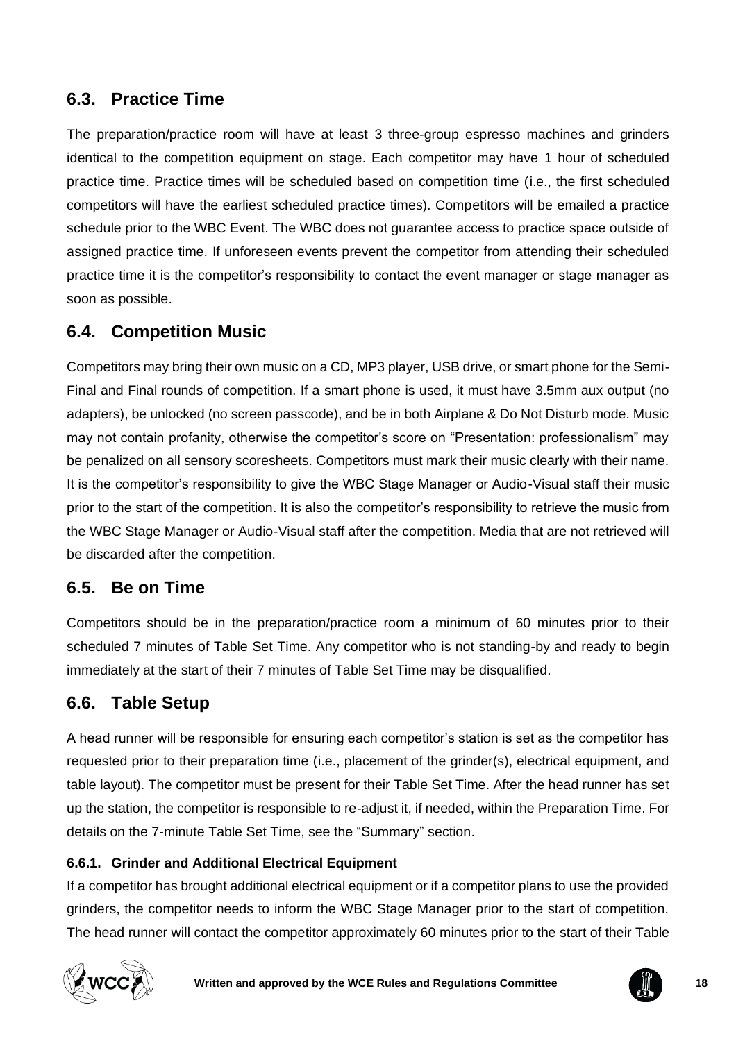## 6.3. Practice Time

The preparation/practice room will have at least 3 three-group espresso machines and grinders identical to the competition equipment on stage. Each competitor may have 1 hour of scheduled practice time. Practice times will be scheduled based on competition time (i.e., the first scheduled competitors will have the earliest scheduled practice times). Competitors will be emailed a practice schedule prior to the WBC Event. The WBC does not guarantee access to practice space outside of assigned practice time. If unforeseen events prevent the competitor from attending their scheduled practice time it is the competitor's responsibility to contact the event manager or stage manager as soon as possible.

## 6.4. Competition Music

Competitors may bring their own music on a CD, MP3 player, USB drive, or smart phone for the Semi-Final and Final rounds of competition. If a smart phone is used, it must have 3.5mm aux output (no adapters), be unlocked (no screen passcode), and be in both Airplane & Do Not Disturb mode. Music may not contain profanity, otherwise the competitor's score on "Presentation: professionalism" may be penalized on all sensory scoresheets. Competitors must mark their music clearly with their name. It is the competitor's responsibility to give the WBC Stage Manager or Audio-Visual staff their music prior to the start of the competition. It is also the competitor's responsibility to retrieve the music from the WBC Stage Manager or Audio-Visual staff after the competition. Media that are not retrieved will be discarded after the competition.

## 6.5. Be on Time

Competitors should be in the preparation/practice room a minimum of 60 minutes prior to their scheduled 7 minutes of Table Set Time. Any competitor who is not standing-by and ready to begin immediately at the start of their 7 minutes of Table Set Time may be disqualified.

## 6.6. Table Setup

A head runner will be responsible for ensuring each competitor's station is set as the competitor has requested prior to their preparation time (i.e., placement of the grinder(s), electrical equipment, and table layout). The competitor must be present for their Table Set Time. After the head runner has set up the station, the competitor is responsible to re-adjust it, if needed, within the Preparation Time. For details on the 7-minute Table Set Time, see the "Summary" section.

### 6.6.1. Grinder and Additional Electrical Equipment

If a competitor has brought additional electrical equipment or if a competitor plans to use the provided grinders, the competitor needs to inform the WBC Stage Manager prior to the start of competition. The head runner will contact the competitor approximately 60 minutes prior to the start of their Table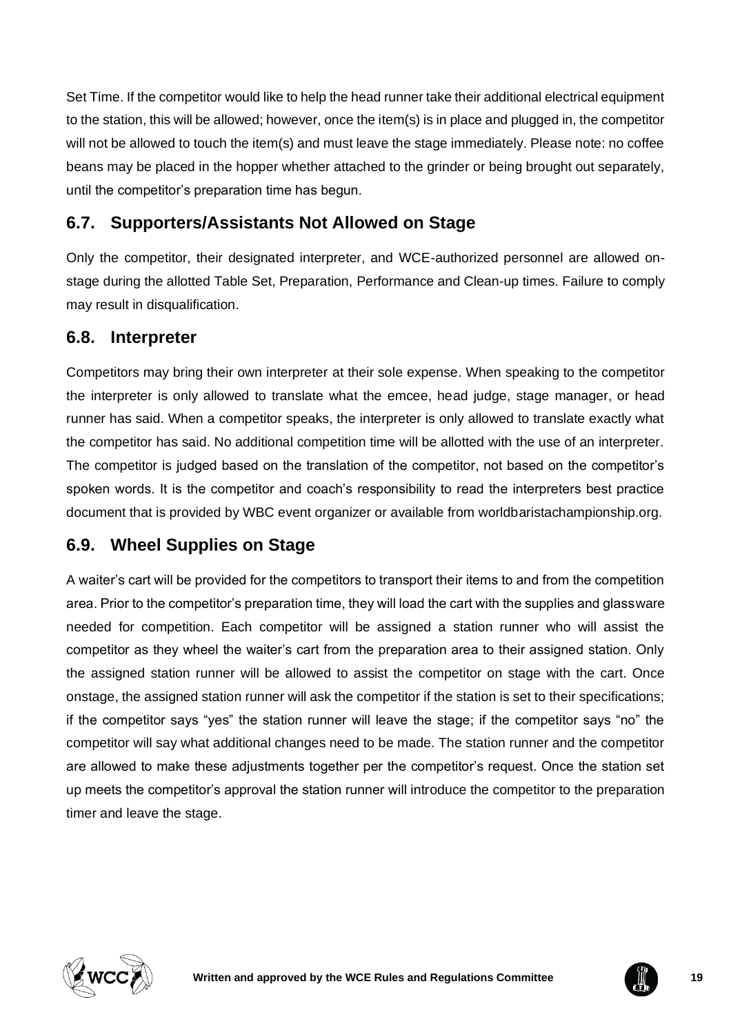Set Time. If the competitor would like to help the head runner take their additional electrical equipment to the station, this will be allowed; however, once the item(s) is in place and plugged in, the competitor will not be allowed to touch the item(s) and must leave the stage immediately. Please note: no coffee beans may be placed in the hopper whether attached to the grinder or being brought out separately, until the competitor's preparation time has begun.

## 6.7. Supporters/Assistants Not Allowed on Stage

Only the competitor, their designated interpreter, and WCE-authorized personnel are allowed on-stage during the allotted Table Set, Preparation, Performance and Clean-up times. Failure to comply may result in disqualification.

## 6.8. Interpreter

Competitors may bring their own interpreter at their sole expense. When speaking to the competitor the interpreter is only allowed to translate what the emcee, head judge, stage manager, or head runner has said. When a competitor speaks, the interpreter is only allowed to translate exactly what the competitor has said. No additional competition time will be allotted with the use of an interpreter. The competitor is judged based on the translation of the competitor, not based on the competitor's spoken words. It is the competitor and coach's responsibility to read the interpreters best practice document that is provided by WBC event organizer or available from worldbaristachampionship.org.

## 6.9. Wheel Supplies on Stage

A waiter's cart will be provided for the competitors to transport their items to and from the competition area. Prior to the competitor's preparation time, they will load the cart with the supplies and glassware needed for competition. Each competitor will be assigned a station runner who will assist the competitor as they wheel the waiter's cart from the preparation area to their assigned station. Only the assigned station runner will be allowed to assist the competitor on stage with the cart. Once onstage, the assigned station runner will ask the competitor if the station is set to their specifications; if the competitor says "yes" the station runner will leave the stage; if the competitor says "no" the competitor will say what additional changes need to be made. The station runner and the competitor are allowed to make these adjustments together per the competitor's request. Once the station set up meets the competitor's approval the station runner will introduce the competitor to the preparation timer and leave the stage.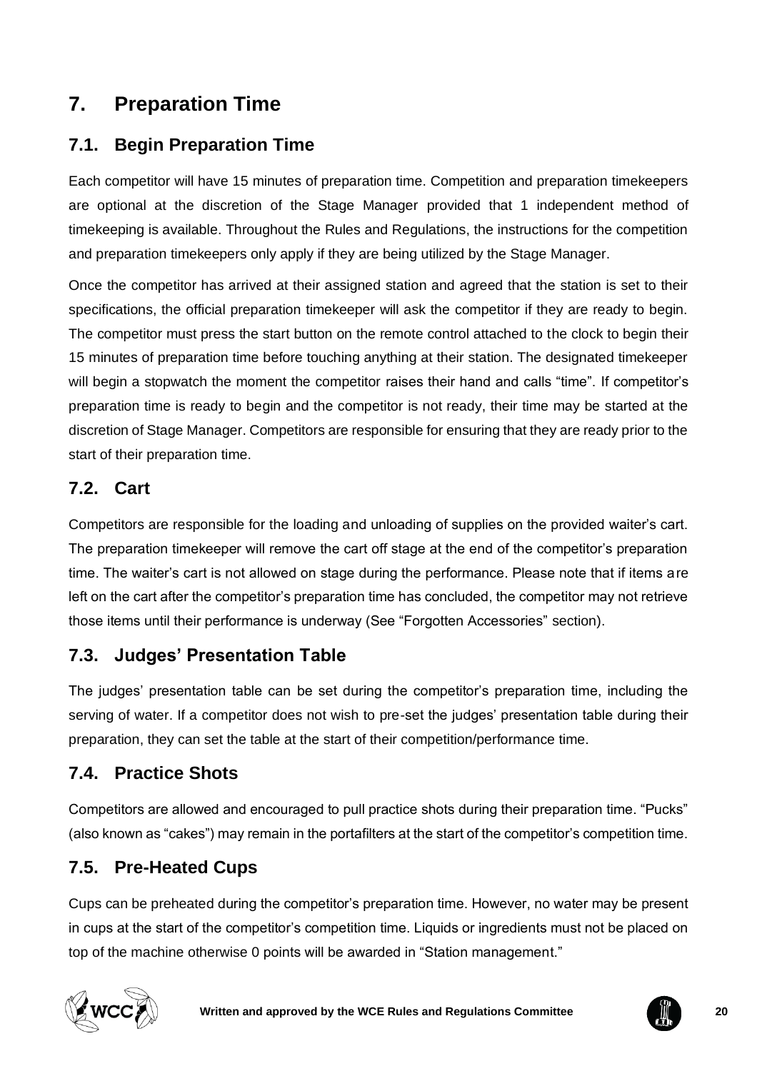# 7. Preparation Time

## 7.1. Begin Preparation Time

Each competitor will have 15 minutes of preparation time. Competition and preparation timekeepers are optional at the discretion of the Stage Manager provided that 1 independent method of timekeeping is available. Throughout the Rules and Regulations, the instructions for the competition and preparation timekeepers only apply if they are being utilized by the Stage Manager.

Once the competitor has arrived at their assigned station and agreed that the station is set to their specifications, the official preparation timekeeper will ask the competitor if they are ready to begin. The competitor must press the start button on the remote control attached to the clock to begin their 15 minutes of preparation time before touching anything at their station. The designated timekeeper will begin a stopwatch the moment the competitor raises their hand and calls "time". If competitor's preparation time is ready to begin and the competitor is not ready, their time may be started at the discretion of Stage Manager. Competitors are responsible for ensuring that they are ready prior to the start of their preparation time.

## 7.2. Cart

Competitors are responsible for the loading and unloading of supplies on the provided waiter's cart. The preparation timekeeper will remove the cart off stage at the end of the competitor's preparation time. The waiter's cart is not allowed on stage during the performance. Please note that if items are left on the cart after the competitor's preparation time has concluded, the competitor may not retrieve those items until their performance is underway (See "Forgotten Accessories" section).

## 7.3. Judges' Presentation Table

The judges' presentation table can be set during the competitor's preparation time, including the serving of water. If a competitor does not wish to pre-set the judges' presentation table during their preparation, they can set the table at the start of their competition/performance time.

## 7.4. Practice Shots

Competitors are allowed and encouraged to pull practice shots during their preparation time. "Pucks" (also known as "cakes") may remain in the portafilters at the start of the competitor's competition time.

## 7.5. Pre-Heated Cups

Cups can be preheated during the competitor's preparation time. However, no water may be present in cups at the start of the competitor's competition time. Liquids or ingredients must not be placed on top of the machine otherwise 0 points will be awarded in "Station management."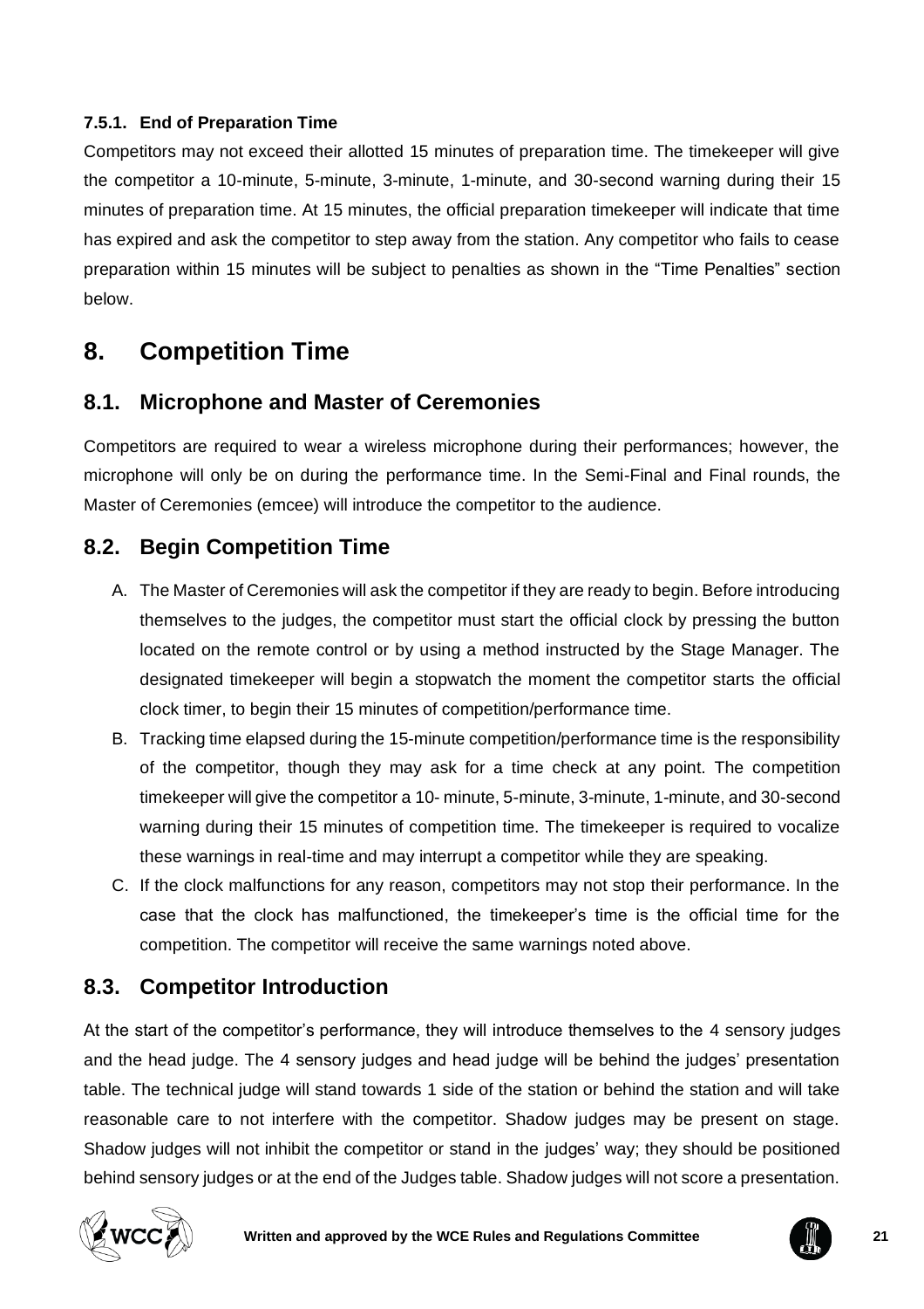#### 7.5.1. End of Preparation Time

Competitors may not exceed their allotted 15 minutes of preparation time. The timekeeper will give the competitor a 10-minute, 5-minute, 3-minute, 1-minute, and 30-second warning during their 15 minutes of preparation time. At 15 minutes, the official preparation timekeeper will indicate that time has expired and ask the competitor to step away from the station. Any competitor who fails to cease preparation within 15 minutes will be subject to penalties as shown in the "Time Penalties" section below.

# 8. Competition Time

## 8.1. Microphone and Master of Ceremonies

Competitors are required to wear a wireless microphone during their performances; however, the microphone will only be on during the performance time. In the Semi-Final and Final rounds, the Master of Ceremonies (emcee) will introduce the competitor to the audience.

## 8.2. Begin Competition Time

A. The Master of Ceremonies will ask the competitor if they are ready to begin. Before introducing themselves to the judges, the competitor must start the official clock by pressing the button located on the remote control or by using a method instructed by the Stage Manager. The designated timekeeper will begin a stopwatch the moment the competitor starts the official clock timer, to begin their 15 minutes of competition/performance time.
B. Tracking time elapsed during the 15-minute competition/performance time is the responsibility of the competitor, though they may ask for a time check at any point. The competition timekeeper will give the competitor a 10- minute, 5-minute, 3-minute, 1-minute, and 30-second warning during their 15 minutes of competition time. The timekeeper is required to vocalize these warnings in real-time and may interrupt a competitor while they are speaking.
C. If the clock malfunctions for any reason, competitors may not stop their performance. In the case that the clock has malfunctioned, the timekeeper's time is the official time for the competition. The competitor will receive the same warnings noted above.

## 8.3. Competitor Introduction

At the start of the competitor's performance, they will introduce themselves to the 4 sensory judges and the head judge. The 4 sensory judges and head judge will be behind the judges' presentation table. The technical judge will stand towards 1 side of the station or behind the station and will take reasonable care to not interfere with the competitor. Shadow judges may be present on stage. Shadow judges will not inhibit the competitor or stand in the judges' way; they should be positioned behind sensory judges or at the end of the Judges table. Shadow judges will not score a presentation.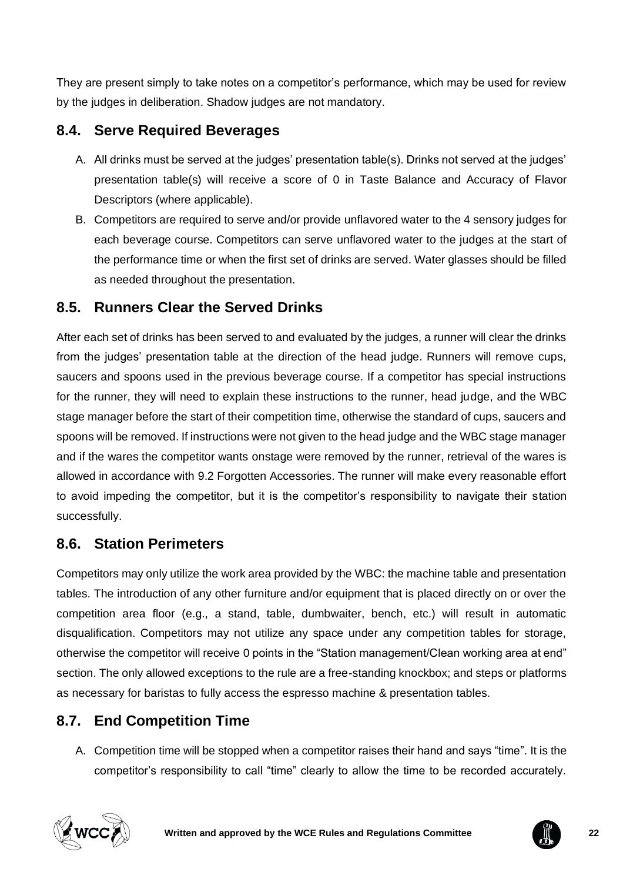They are present simply to take notes on a competitor's performance, which may be used for review by the judges in deliberation. Shadow judges are not mandatory.

## 8.4. Serve Required Beverages

A. All drinks must be served at the judges' presentation table(s). Drinks not served at the judges' presentation table(s) will receive a score of 0 in Taste Balance and Accuracy of Flavor Descriptors (where applicable).

B. Competitors are required to serve and/or provide unflavored water to the 4 sensory judges for each beverage course. Competitors can serve unflavored water to the judges at the start of the performance time or when the first set of drinks are served. Water glasses should be filled as needed throughout the presentation.

## 8.5. Runners Clear the Served Drinks

After each set of drinks has been served to and evaluated by the judges, a runner will clear the drinks from the judges' presentation table at the direction of the head judge. Runners will remove cups, saucers and spoons used in the previous beverage course. If a competitor has special instructions for the runner, they will need to explain these instructions to the runner, head judge, and the WBC stage manager before the start of their competition time, otherwise the standard of cups, saucers and spoons will be removed. If instructions were not given to the head judge and the WBC stage manager and if the wares the competitor wants onstage were removed by the runner, retrieval of the wares is allowed in accordance with 9.2 Forgotten Accessories. The runner will make every reasonable effort to avoid impeding the competitor, but it is the competitor's responsibility to navigate their station successfully.

## 8.6. Station Perimeters

Competitors may only utilize the work area provided by the WBC: the machine table and presentation tables. The introduction of any other furniture and/or equipment that is placed directly on or over the competition area floor (e.g., a stand, table, dumbwaiter, bench, etc.) will result in automatic disqualification. Competitors may not utilize any space under any competition tables for storage, otherwise the competitor will receive 0 points in the "Station management/Clean working area at end" section. The only allowed exceptions to the rule are a free-standing knockbox; and steps or platforms as necessary for baristas to fully access the espresso machine & presentation tables.

## 8.7. End Competition Time

A. Competition time will be stopped when a competitor raises their hand and says "time". It is the competitor's responsibility to call "time" clearly to allow the time to be recorded accurately.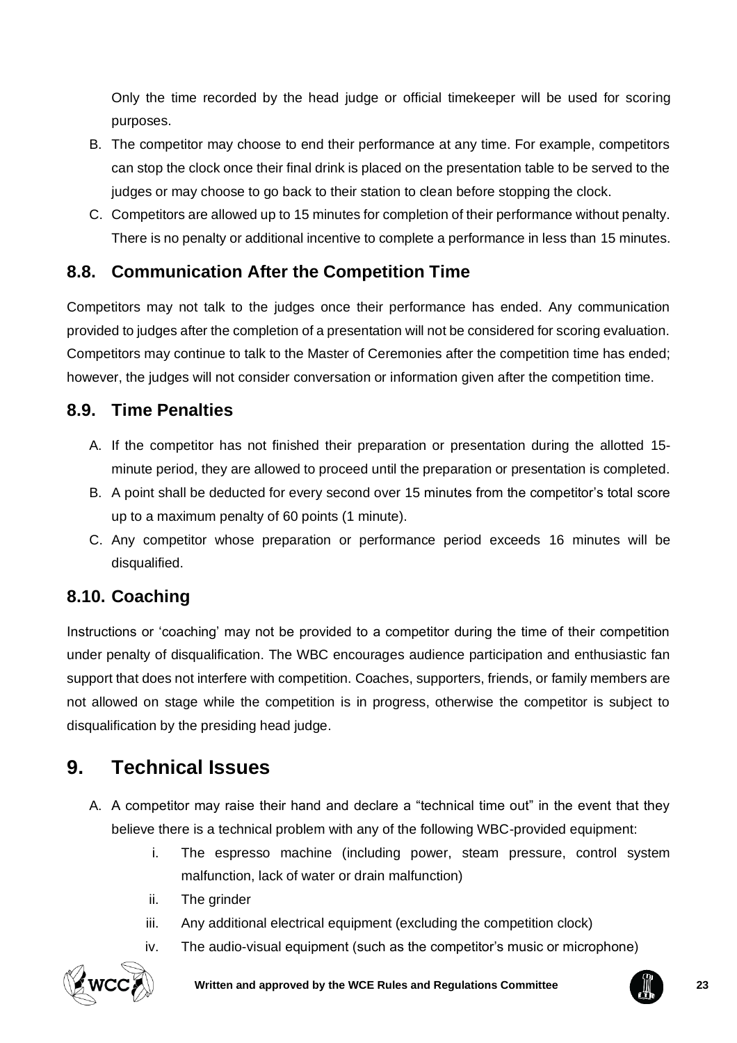Only the time recorded by the head judge or official timekeeper will be used for scoring purposes.

B. The competitor may choose to end their performance at any time. For example, competitors can stop the clock once their final drink is placed on the presentation table to be served to the judges or may choose to go back to their station to clean before stopping the clock.
C. Competitors are allowed up to 15 minutes for completion of their performance without penalty. There is no penalty or additional incentive to complete a performance in less than 15 minutes.

## 8.8. Communication After the Competition Time

Competitors may not talk to the judges once their performance has ended. Any communication provided to judges after the completion of a presentation will not be considered for scoring evaluation. Competitors may continue to talk to the Master of Ceremonies after the competition time has ended; however, the judges will not consider conversation or information given after the competition time.

## 8.9. Time Penalties

A. If the competitor has not finished their preparation or presentation during the allotted 15-minute period, they are allowed to proceed until the preparation or presentation is completed.
B. A point shall be deducted for every second over 15 minutes from the competitor's total score up to a maximum penalty of 60 points (1 minute).
C. Any competitor whose preparation or performance period exceeds 16 minutes will be disqualified.

## 8.10. Coaching

Instructions or 'coaching' may not be provided to a competitor during the time of their competition under penalty of disqualification. The WBC encourages audience participation and enthusiastic fan support that does not interfere with competition. Coaches, supporters, friends, or family members are not allowed on stage while the competition is in progress, otherwise the competitor is subject to disqualification by the presiding head judge.

# 9. Technical Issues

A. A competitor may raise their hand and declare a "technical time out" in the event that they believe there is a technical problem with any of the following WBC-provided equipment:
    i. The espresso machine (including power, steam pressure, control system malfunction, lack of water or drain malfunction)
    ii. The grinder
    iii. Any additional electrical equipment (excluding the competition clock)
    iv. The audio-visual equipment (such as the competitor's music or microphone)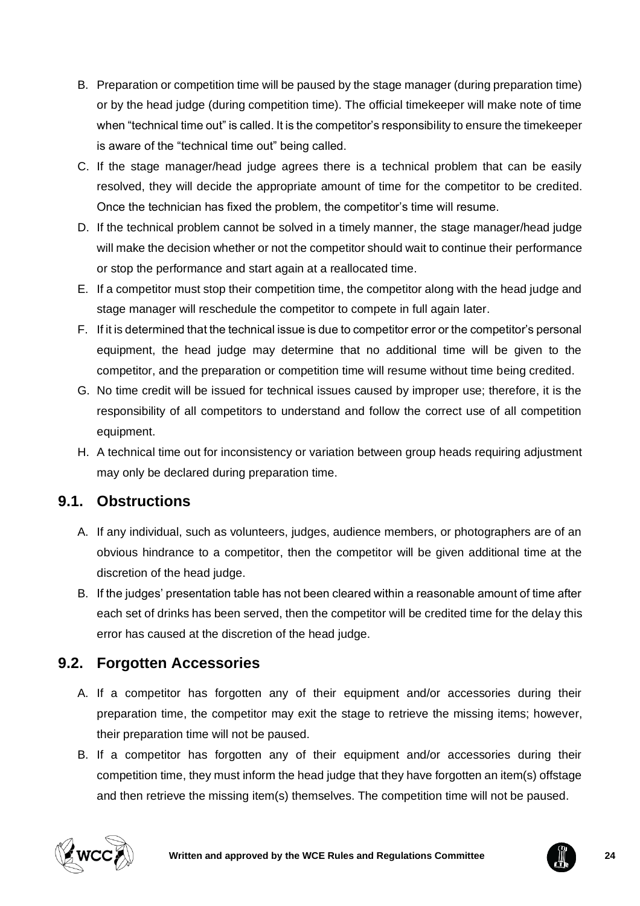B. Preparation or competition time will be paused by the stage manager (during preparation time) or by the head judge (during competition time). The official timekeeper will make note of time when "technical time out" is called. It is the competitor's responsibility to ensure the timekeeper is aware of the "technical time out" being called.

C. If the stage manager/head judge agrees there is a technical problem that can be easily resolved, they will decide the appropriate amount of time for the competitor to be credited. Once the technician has fixed the problem, the competitor's time will resume.

D. If the technical problem cannot be solved in a timely manner, the stage manager/head judge will make the decision whether or not the competitor should wait to continue their performance or stop the performance and start again at a reallocated time.

E. If a competitor must stop their competition time, the competitor along with the head judge and stage manager will reschedule the competitor to compete in full again later.

F. If it is determined that the technical issue is due to competitor error or the competitor's personal equipment, the head judge may determine that no additional time will be given to the competitor, and the preparation or competition time will resume without time being credited.

G. No time credit will be issued for technical issues caused by improper use; therefore, it is the responsibility of all competitors to understand and follow the correct use of all competition equipment.

H. A technical time out for inconsistency or variation between group heads requiring adjustment may only be declared during preparation time.

## 9.1. Obstructions

A. If any individual, such as volunteers, judges, audience members, or photographers are of an obvious hindrance to a competitor, then the competitor will be given additional time at the discretion of the head judge.

B. If the judges' presentation table has not been cleared within a reasonable amount of time after each set of drinks has been served, then the competitor will be credited time for the delay this error has caused at the discretion of the head judge.

## 9.2. Forgotten Accessories

A. If a competitor has forgotten any of their equipment and/or accessories during their preparation time, the competitor may exit the stage to retrieve the missing items; however, their preparation time will not be paused.

B. If a competitor has forgotten any of their equipment and/or accessories during their competition time, they must inform the head judge that they have forgotten an item(s) offstage and then retrieve the missing item(s) themselves. The competition time will not be paused.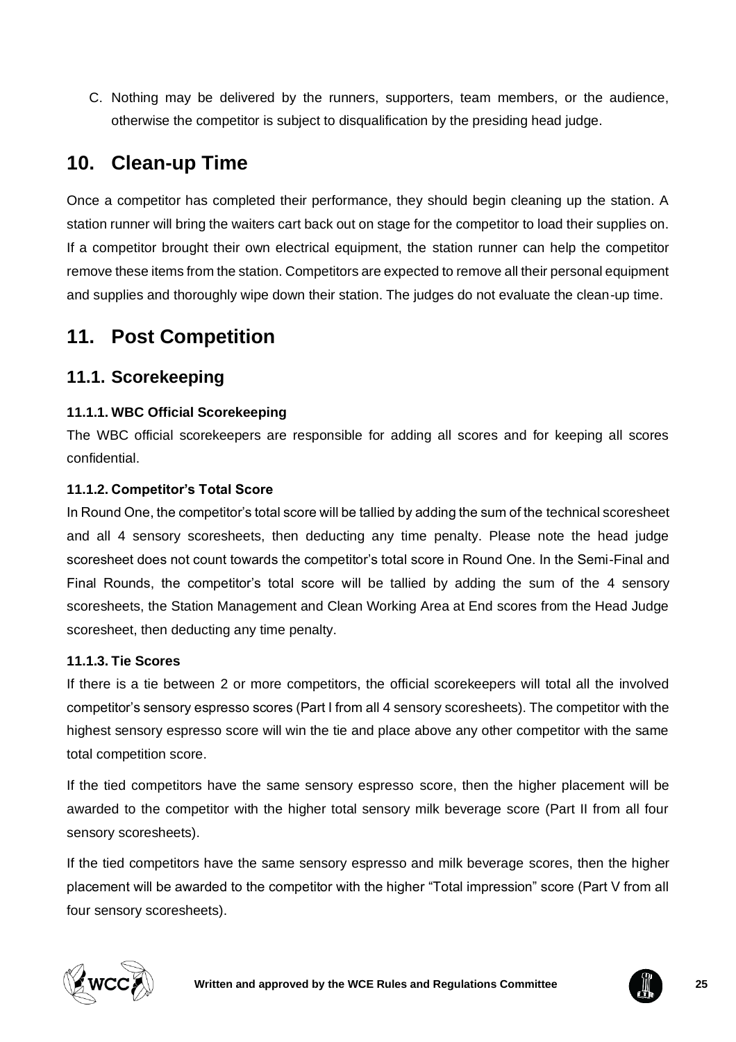C. Nothing may be delivered by the runners, supporters, team members, or the audience, otherwise the competitor is subject to disqualification by the presiding head judge.

## 10. Clean-up Time

Once a competitor has completed their performance, they should begin cleaning up the station. A station runner will bring the waiters cart back out on stage for the competitor to load their supplies on. If a competitor brought their own electrical equipment, the station runner can help the competitor remove these items from the station. Competitors are expected to remove all their personal equipment and supplies and thoroughly wipe down their station. The judges do not evaluate the clean-up time.

## 11. Post Competition

### 11.1. Scorekeeping

#### 11.1.1. WBC Official Scorekeeping

The WBC official scorekeepers are responsible for adding all scores and for keeping all scores confidential.

#### 11.1.2. Competitor's Total Score

In Round One, the competitor's total score will be tallied by adding the sum of the technical scoresheet and all 4 sensory scoresheets, then deducting any time penalty. Please note the head judge scoresheet does not count towards the competitor's total score in Round One. In the Semi-Final and Final Rounds, the competitor's total score will be tallied by adding the sum of the 4 sensory scoresheets, the Station Management and Clean Working Area at End scores from the Head Judge scoresheet, then deducting any time penalty.

#### 11.1.3. Tie Scores

If there is a tie between 2 or more competitors, the official scorekeepers will total all the involved competitor's sensory espresso scores (Part I from all 4 sensory scoresheets). The competitor with the highest sensory espresso score will win the tie and place above any other competitor with the same total competition score.

If the tied competitors have the same sensory espresso score, then the higher placement will be awarded to the competitor with the higher total sensory milk beverage score (Part II from all four sensory scoresheets).

If the tied competitors have the same sensory espresso and milk beverage scores, then the higher placement will be awarded to the competitor with the higher "Total impression" score (Part V from all four sensory scoresheets).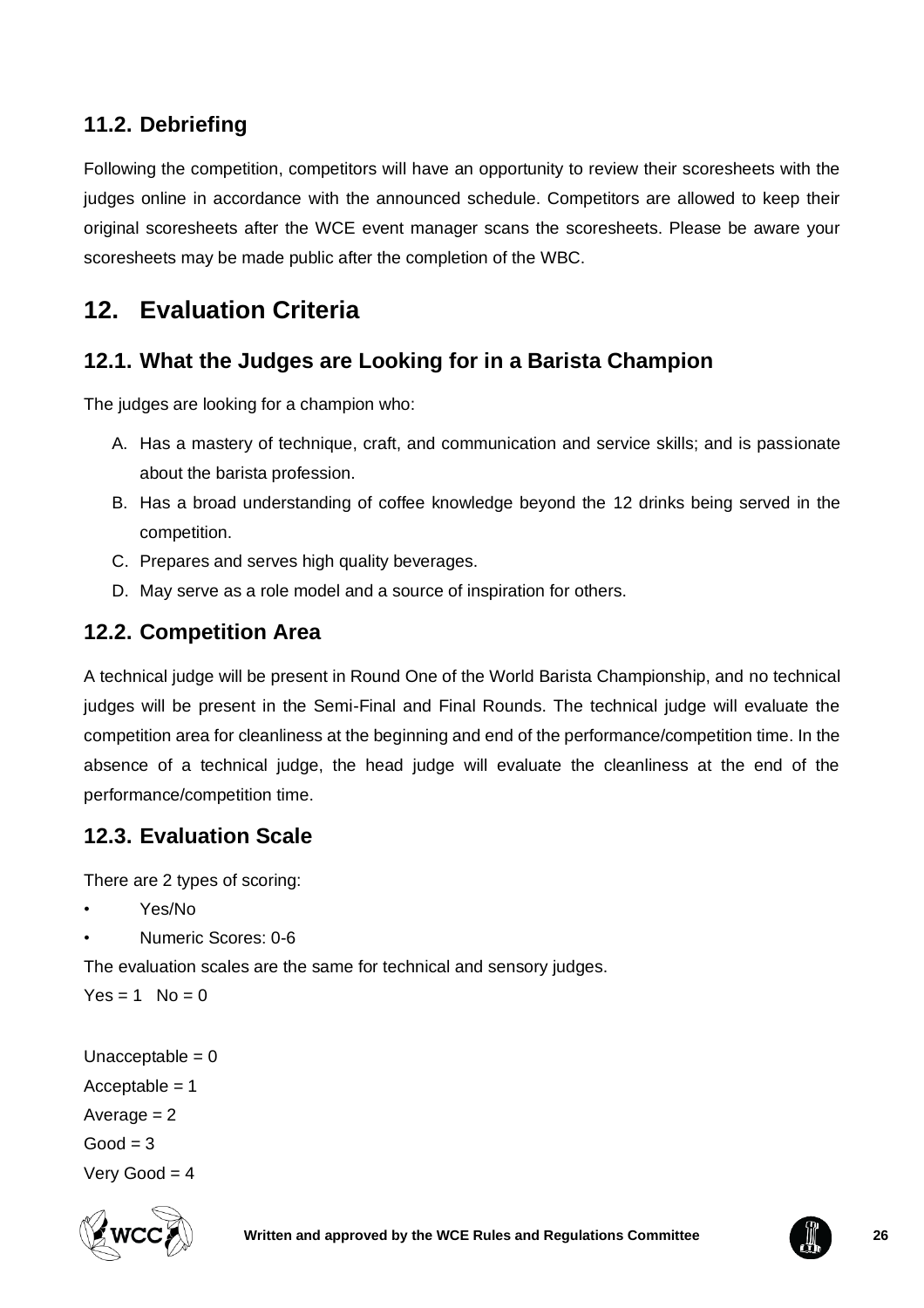## 11.2. Debriefing

Following the competition, competitors will have an opportunity to review their scoresheets with the judges online in accordance with the announced schedule. Competitors are allowed to keep their original scoresheets after the WCE event manager scans the scoresheets. Please be aware your scoresheets may be made public after the completion of the WBC.

# 12. Evaluation Criteria

## 12.1. What the Judges are Looking for in a Barista Champion

The judges are looking for a champion who:

A. Has a mastery of technique, craft, and communication and service skills; and is passionate about the barista profession.
B. Has a broad understanding of coffee knowledge beyond the 12 drinks being served in the competition.
C. Prepares and serves high quality beverages.
D. May serve as a role model and a source of inspiration for others.

## 12.2. Competition Area

A technical judge will be present in Round One of the World Barista Championship, and no technical judges will be present in the Semi-Final and Final Rounds. The technical judge will evaluate the competition area for cleanliness at the beginning and end of the performance/competition time. In the absence of a technical judge, the head judge will evaluate the cleanliness at the end of the performance/competition time.

## 12.3. Evaluation Scale

There are 2 types of scoring:

- Yes/No
- Numeric Scores: 0-6

The evaluation scales are the same for technical and sensory judges.

Yes = 1 No = 0

Unacceptable = 0
Acceptable = 1
Average = 2
Good = 3
Very Good = 4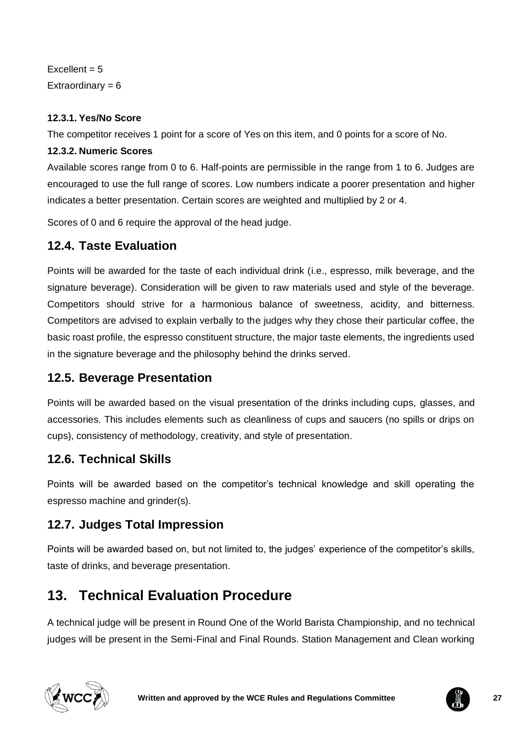Excellent = 5
Extraordinary = 6

#### 12.3.1. Yes/No Score

The competitor receives 1 point for a score of Yes on this item, and 0 points for a score of No.

#### 12.3.2. Numeric Scores

Available scores range from 0 to 6. Half-points are permissible in the range from 1 to 6. Judges are encouraged to use the full range of scores. Low numbers indicate a poorer presentation and higher indicates a better presentation. Certain scores are weighted and multiplied by 2 or 4.

Scores of 0 and 6 require the approval of the head judge.

## 12.4. Taste Evaluation

Points will be awarded for the taste of each individual drink (i.e., espresso, milk beverage, and the signature beverage). Consideration will be given to raw materials used and style of the beverage. Competitors should strive for a harmonious balance of sweetness, acidity, and bitterness. Competitors are advised to explain verbally to the judges why they chose their particular coffee, the basic roast profile, the espresso constituent structure, the major taste elements, the ingredients used in the signature beverage and the philosophy behind the drinks served.

## 12.5. Beverage Presentation

Points will be awarded based on the visual presentation of the drinks including cups, glasses, and accessories. This includes elements such as cleanliness of cups and saucers (no spills or drips on cups), consistency of methodology, creativity, and style of presentation.

## 12.6. Technical Skills

Points will be awarded based on the competitor's technical knowledge and skill operating the espresso machine and grinder(s).

## 12.7. Judges Total Impression

Points will be awarded based on, but not limited to, the judges' experience of the competitor's skills, taste of drinks, and beverage presentation.

# 13. Technical Evaluation Procedure

A technical judge will be present in Round One of the World Barista Championship, and no technical judges will be present in the Semi-Final and Final Rounds. Station Management and Clean working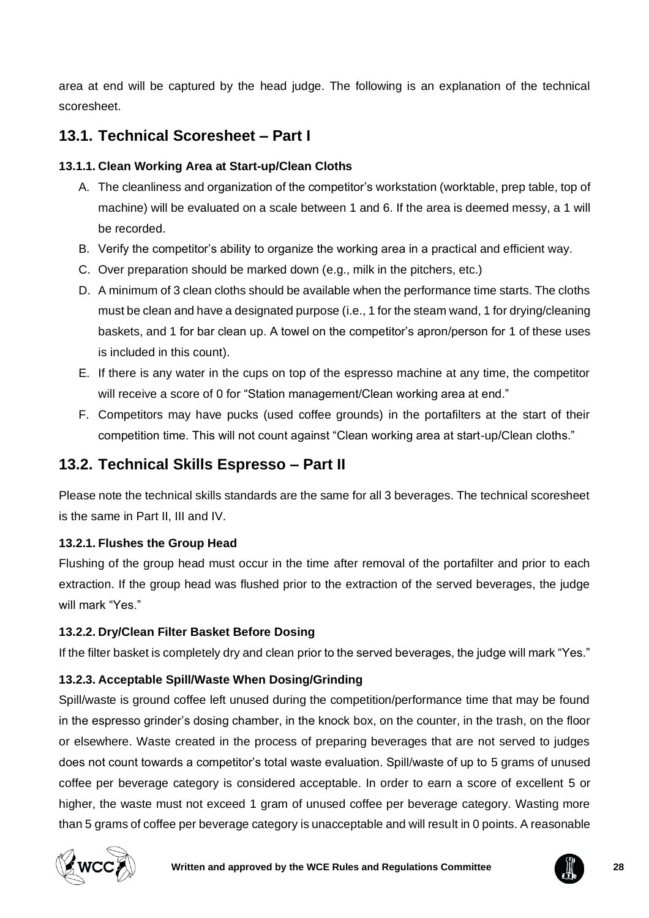area at end will be captured by the head judge. The following is an explanation of the technical scoresheet.

## 13.1. Technical Scoresheet – Part I

### 13.1.1. Clean Working Area at Start-up/Clean Cloths

A. The cleanliness and organization of the competitor's workstation (worktable, prep table, top of machine) will be evaluated on a scale between 1 and 6. If the area is deemed messy, a 1 will be recorded.

B. Verify the competitor's ability to organize the working area in a practical and efficient way.

C. Over preparation should be marked down (e.g., milk in the pitchers, etc.)

D. A minimum of 3 clean cloths should be available when the performance time starts. The cloths must be clean and have a designated purpose (i.e., 1 for the steam wand, 1 for drying/cleaning baskets, and 1 for bar clean up. A towel on the competitor's apron/person for 1 of these uses is included in this count).

E. If there is any water in the cups on top of the espresso machine at any time, the competitor will receive a score of 0 for "Station management/Clean working area at end."

F. Competitors may have pucks (used coffee grounds) in the portafilters at the start of their competition time. This will not count against "Clean working area at start-up/Clean cloths."

## 13.2. Technical Skills Espresso – Part II

Please note the technical skills standards are the same for all 3 beverages. The technical scoresheet is the same in Part II, III and IV.

### 13.2.1. Flushes the Group Head

Flushing of the group head must occur in the time after removal of the portafilter and prior to each extraction. If the group head was flushed prior to the extraction of the served beverages, the judge will mark "Yes."

### 13.2.2. Dry/Clean Filter Basket Before Dosing

If the filter basket is completely dry and clean prior to the served beverages, the judge will mark "Yes."

### 13.2.3. Acceptable Spill/Waste When Dosing/Grinding

Spill/waste is ground coffee left unused during the competition/performance time that may be found in the espresso grinder's dosing chamber, in the knock box, on the counter, in the trash, on the floor or elsewhere. Waste created in the process of preparing beverages that are not served to judges does not count towards a competitor's total waste evaluation. Spill/waste of up to 5 grams of unused coffee per beverage category is considered acceptable. In order to earn a score of excellent 5 or higher, the waste must not exceed 1 gram of unused coffee per beverage category. Wasting more than 5 grams of coffee per beverage category is unacceptable and will result in 0 points. A reasonable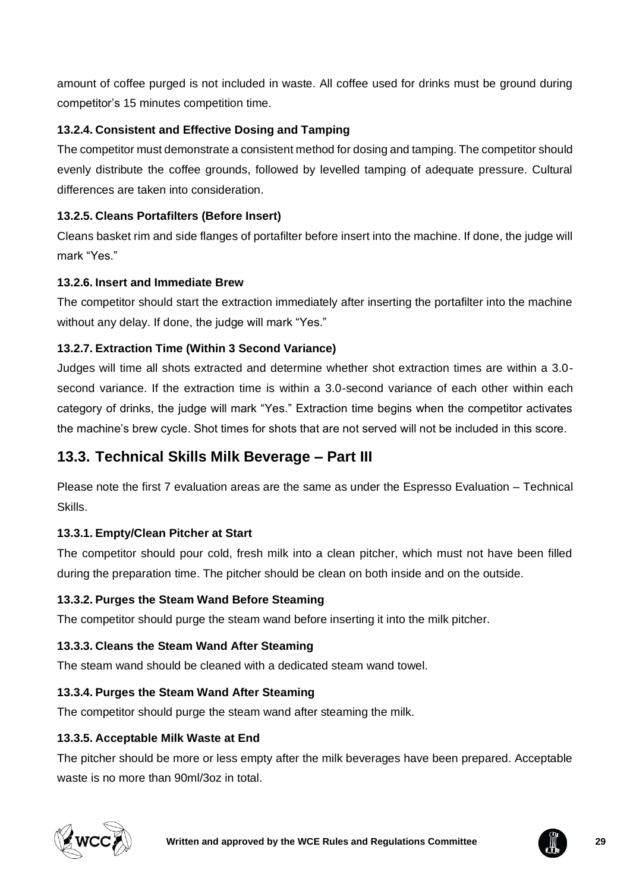amount of coffee purged is not included in waste. All coffee used for drinks must be ground during competitor's 15 minutes competition time.

#### 13.2.4. Consistent and Effective Dosing and Tamping

The competitor must demonstrate a consistent method for dosing and tamping. The competitor should evenly distribute the coffee grounds, followed by levelled tamping of adequate pressure. Cultural differences are taken into consideration.

#### 13.2.5. Cleans Portafilters (Before Insert)

Cleans basket rim and side flanges of portafilter before insert into the machine. If done, the judge will mark "Yes."

#### 13.2.6. Insert and Immediate Brew

The competitor should start the extraction immediately after inserting the portafilter into the machine without any delay. If done, the judge will mark "Yes."

#### 13.2.7. Extraction Time (Within 3 Second Variance)

Judges will time all shots extracted and determine whether shot extraction times are within a 3.0-second variance. If the extraction time is within a 3.0-second variance of each other within each category of drinks, the judge will mark "Yes." Extraction time begins when the competitor activates the machine's brew cycle. Shot times for shots that are not served will not be included in this score.

## 13.3. Technical Skills Milk Beverage – Part III

Please note the first 7 evaluation areas are the same as under the Espresso Evaluation – Technical Skills.

#### 13.3.1. Empty/Clean Pitcher at Start

The competitor should pour cold, fresh milk into a clean pitcher, which must not have been filled during the preparation time. The pitcher should be clean on both inside and on the outside.

#### 13.3.2. Purges the Steam Wand Before Steaming

The competitor should purge the steam wand before inserting it into the milk pitcher.

#### 13.3.3. Cleans the Steam Wand After Steaming

The steam wand should be cleaned with a dedicated steam wand towel.

#### 13.3.4. Purges the Steam Wand After Steaming

The competitor should purge the steam wand after steaming the milk.

#### 13.3.5. Acceptable Milk Waste at End

The pitcher should be more or less empty after the milk beverages have been prepared. Acceptable waste is no more than 90ml/3oz in total.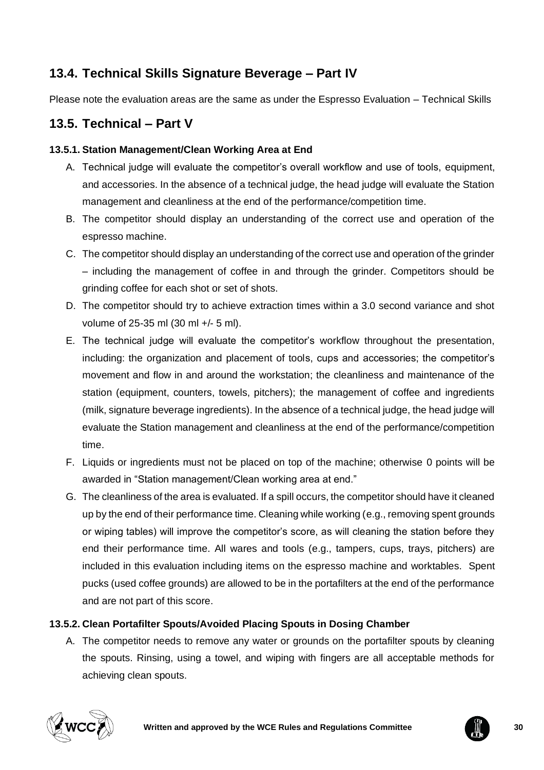## 13.4. Technical Skills Signature Beverage – Part IV

Please note the evaluation areas are the same as under the Espresso Evaluation – Technical Skills

## 13.5. Technical – Part V

### 13.5.1. Station Management/Clean Working Area at End

A. Technical judge will evaluate the competitor's overall workflow and use of tools, equipment, and accessories. In the absence of a technical judge, the head judge will evaluate the Station management and cleanliness at the end of the performance/competition time.

B. The competitor should display an understanding of the correct use and operation of the espresso machine.

C. The competitor should display an understanding of the correct use and operation of the grinder – including the management of coffee in and through the grinder. Competitors should be grinding coffee for each shot or set of shots.

D. The competitor should try to achieve extraction times within a 3.0 second variance and shot volume of 25-35 ml (30 ml +/- 5 ml).

E. The technical judge will evaluate the competitor's workflow throughout the presentation, including: the organization and placement of tools, cups and accessories; the competitor's movement and flow in and around the workstation; the cleanliness and maintenance of the station (equipment, counters, towels, pitchers); the management of coffee and ingredients (milk, signature beverage ingredients). In the absence of a technical judge, the head judge will evaluate the Station management and cleanliness at the end of the performance/competition time.

F. Liquids or ingredients must not be placed on top of the machine; otherwise 0 points will be awarded in "Station management/Clean working area at end."

G. The cleanliness of the area is evaluated. If a spill occurs, the competitor should have it cleaned up by the end of their performance time. Cleaning while working (e.g., removing spent grounds or wiping tables) will improve the competitor's score, as will cleaning the station before they end their performance time. All wares and tools (e.g., tampers, cups, trays, pitchers) are included in this evaluation including items on the espresso machine and worktables. Spent pucks (used coffee grounds) are allowed to be in the portafilters at the end of the performance and are not part of this score.

### 13.5.2. Clean Portafilter Spouts/Avoided Placing Spouts in Dosing Chamber

A. The competitor needs to remove any water or grounds on the portafilter spouts by cleaning the spouts. Rinsing, using a towel, and wiping with fingers are all acceptable methods for achieving clean spouts.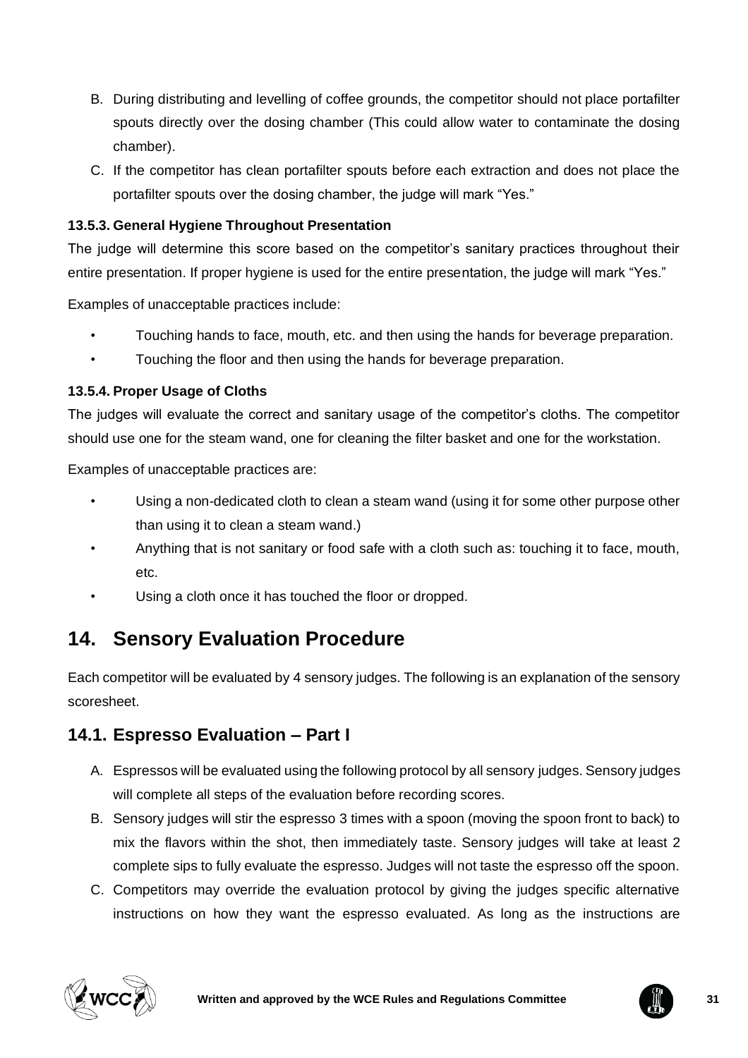B. During distributing and levelling of coffee grounds, the competitor should not place portafilter spouts directly over the dosing chamber (This could allow water to contaminate the dosing chamber).

C. If the competitor has clean portafilter spouts before each extraction and does not place the portafilter spouts over the dosing chamber, the judge will mark "Yes."

#### 13.5.3. General Hygiene Throughout Presentation

The judge will determine this score based on the competitor's sanitary practices throughout their entire presentation. If proper hygiene is used for the entire presentation, the judge will mark "Yes."

Examples of unacceptable practices include:

- Touching hands to face, mouth, etc. and then using the hands for beverage preparation.
- Touching the floor and then using the hands for beverage preparation.

#### 13.5.4. Proper Usage of Cloths

The judges will evaluate the correct and sanitary usage of the competitor's cloths. The competitor should use one for the steam wand, one for cleaning the filter basket and one for the workstation.

Examples of unacceptable practices are:

- Using a non-dedicated cloth to clean a steam wand (using it for some other purpose other than using it to clean a steam wand.)
- Anything that is not sanitary or food safe with a cloth such as: touching it to face, mouth, etc.
- Using a cloth once it has touched the floor or dropped.

# 14. Sensory Evaluation Procedure

Each competitor will be evaluated by 4 sensory judges. The following is an explanation of the sensory scoresheet.

## 14.1. Espresso Evaluation – Part I

A. Espressos will be evaluated using the following protocol by all sensory judges. Sensory judges will complete all steps of the evaluation before recording scores.

B. Sensory judges will stir the espresso 3 times with a spoon (moving the spoon front to back) to mix the flavors within the shot, then immediately taste. Sensory judges will take at least 2 complete sips to fully evaluate the espresso. Judges will not taste the espresso off the spoon.

C. Competitors may override the evaluation protocol by giving the judges specific alternative instructions on how they want the espresso evaluated. As long as the instructions are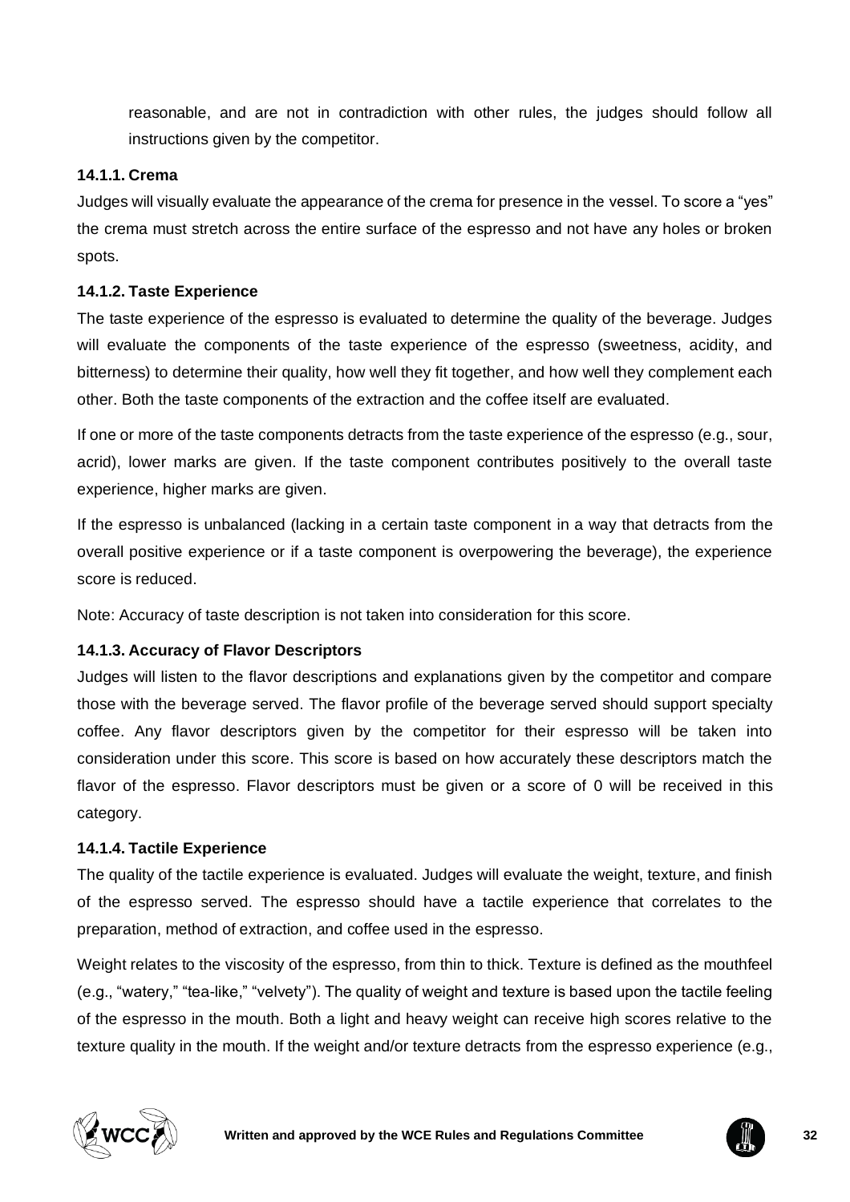reasonable, and are not in contradiction with other rules, the judges should follow all instructions given by the competitor.

### 14.1.1. Crema

Judges will visually evaluate the appearance of the crema for presence in the vessel. To score a "yes" the crema must stretch across the entire surface of the espresso and not have any holes or broken spots.

### 14.1.2. Taste Experience

The taste experience of the espresso is evaluated to determine the quality of the beverage. Judges will evaluate the components of the taste experience of the espresso (sweetness, acidity, and bitterness) to determine their quality, how well they fit together, and how well they complement each other. Both the taste components of the extraction and the coffee itself are evaluated.

If one or more of the taste components detracts from the taste experience of the espresso (e.g., sour, acrid), lower marks are given. If the taste component contributes positively to the overall taste experience, higher marks are given.

If the espresso is unbalanced (lacking in a certain taste component in a way that detracts from the overall positive experience or if a taste component is overpowering the beverage), the experience score is reduced.

Note: Accuracy of taste description is not taken into consideration for this score.

### 14.1.3. Accuracy of Flavor Descriptors

Judges will listen to the flavor descriptions and explanations given by the competitor and compare those with the beverage served. The flavor profile of the beverage served should support specialty coffee. Any flavor descriptors given by the competitor for their espresso will be taken into consideration under this score. This score is based on how accurately these descriptors match the flavor of the espresso. Flavor descriptors must be given or a score of 0 will be received in this category.

### 14.1.4. Tactile Experience

The quality of the tactile experience is evaluated. Judges will evaluate the weight, texture, and finish of the espresso served. The espresso should have a tactile experience that correlates to the preparation, method of extraction, and coffee used in the espresso.

Weight relates to the viscosity of the espresso, from thin to thick. Texture is defined as the mouthfeel (e.g., "watery," "tea-like," "velvety"). The quality of weight and texture is based upon the tactile feeling of the espresso in the mouth. Both a light and heavy weight can receive high scores relative to the texture quality in the mouth. If the weight and/or texture detracts from the espresso experience (e.g.,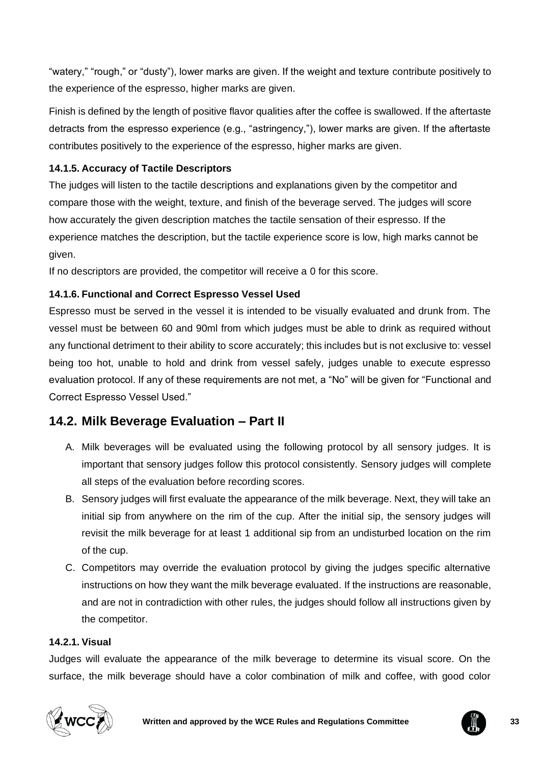"watery," "rough," or "dusty"), lower marks are given. If the weight and texture contribute positively to the experience of the espresso, higher marks are given.

Finish is defined by the length of positive flavor qualities after the coffee is swallowed. If the aftertaste detracts from the espresso experience (e.g., "astringency,"), lower marks are given. If the aftertaste contributes positively to the experience of the espresso, higher marks are given.

#### 14.1.5. Accuracy of Tactile Descriptors

The judges will listen to the tactile descriptions and explanations given by the competitor and compare those with the weight, texture, and finish of the beverage served. The judges will score how accurately the given description matches the tactile sensation of their espresso. If the experience matches the description, but the tactile experience score is low, high marks cannot be given.

If no descriptors are provided, the competitor will receive a 0 for this score.

#### 14.1.6. Functional and Correct Espresso Vessel Used

Espresso must be served in the vessel it is intended to be visually evaluated and drunk from. The vessel must be between 60 and 90ml from which judges must be able to drink as required without any functional detriment to their ability to score accurately; this includes but is not exclusive to: vessel being too hot, unable to hold and drink from vessel safely, judges unable to execute espresso evaluation protocol. If any of these requirements are not met, a "No" will be given for "Functional and Correct Espresso Vessel Used."

## 14.2. Milk Beverage Evaluation – Part II

A. Milk beverages will be evaluated using the following protocol by all sensory judges. It is important that sensory judges follow this protocol consistently. Sensory judges will complete all steps of the evaluation before recording scores.

B. Sensory judges will first evaluate the appearance of the milk beverage. Next, they will take an initial sip from anywhere on the rim of the cup. After the initial sip, the sensory judges will revisit the milk beverage for at least 1 additional sip from an undisturbed location on the rim of the cup.

C. Competitors may override the evaluation protocol by giving the judges specific alternative instructions on how they want the milk beverage evaluated. If the instructions are reasonable, and are not in contradiction with other rules, the judges should follow all instructions given by the competitor.

#### 14.2.1. Visual

Judges will evaluate the appearance of the milk beverage to determine its visual score. On the surface, the milk beverage should have a color combination of milk and coffee, with good color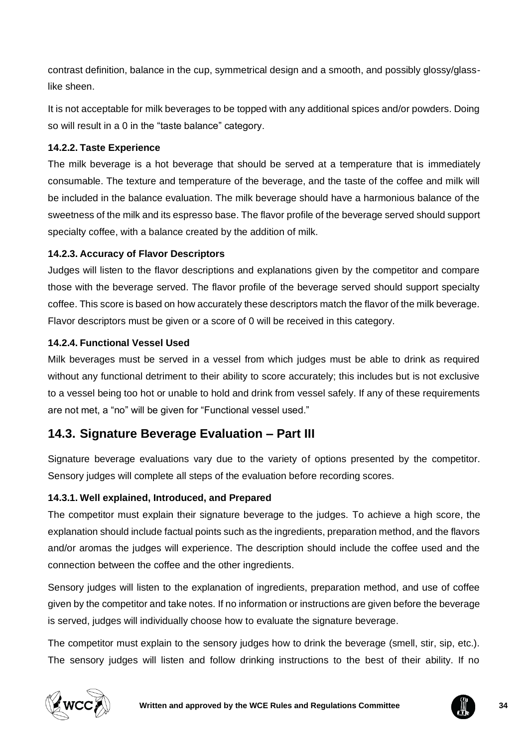contrast definition, balance in the cup, symmetrical design and a smooth, and possibly glossy/glass-like sheen.

It is not acceptable for milk beverages to be topped with any additional spices and/or powders. Doing so will result in a 0 in the "taste balance" category.

### 14.2.2. Taste Experience

The milk beverage is a hot beverage that should be served at a temperature that is immediately consumable. The texture and temperature of the beverage, and the taste of the coffee and milk will be included in the balance evaluation. The milk beverage should have a harmonious balance of the sweetness of the milk and its espresso base. The flavor profile of the beverage served should support specialty coffee, with a balance created by the addition of milk.

### 14.2.3. Accuracy of Flavor Descriptors

Judges will listen to the flavor descriptions and explanations given by the competitor and compare those with the beverage served. The flavor profile of the beverage served should support specialty coffee. This score is based on how accurately these descriptors match the flavor of the milk beverage. Flavor descriptors must be given or a score of 0 will be received in this category.

### 14.2.4. Functional Vessel Used

Milk beverages must be served in a vessel from which judges must be able to drink as required without any functional detriment to their ability to score accurately; this includes but is not exclusive to a vessel being too hot or unable to hold and drink from vessel safely. If any of these requirements are not met, a "no" will be given for "Functional vessel used."

## 14.3. Signature Beverage Evaluation – Part III

Signature beverage evaluations vary due to the variety of options presented by the competitor. Sensory judges will complete all steps of the evaluation before recording scores.

### 14.3.1. Well explained, Introduced, and Prepared

The competitor must explain their signature beverage to the judges. To achieve a high score, the explanation should include factual points such as the ingredients, preparation method, and the flavors and/or aromas the judges will experience. The description should include the coffee used and the connection between the coffee and the other ingredients.

Sensory judges will listen to the explanation of ingredients, preparation method, and use of coffee given by the competitor and take notes. If no information or instructions are given before the beverage is served, judges will individually choose how to evaluate the signature beverage.

The competitor must explain to the sensory judges how to drink the beverage (smell, stir, sip, etc.). The sensory judges will listen and follow drinking instructions to the best of their ability. If no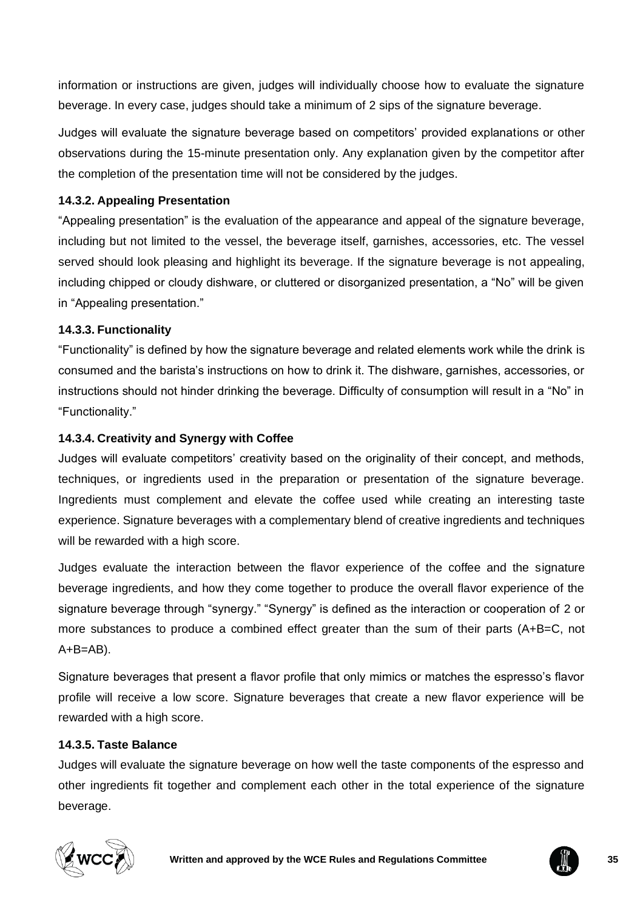information or instructions are given, judges will individually choose how to evaluate the signature beverage. In every case, judges should take a minimum of 2 sips of the signature beverage.

Judges will evaluate the signature beverage based on competitors' provided explanations or other observations during the 15-minute presentation only. Any explanation given by the competitor after the completion of the presentation time will not be considered by the judges.

### 14.3.2. Appealing Presentation

"Appealing presentation" is the evaluation of the appearance and appeal of the signature beverage, including but not limited to the vessel, the beverage itself, garnishes, accessories, etc. The vessel served should look pleasing and highlight its beverage. If the signature beverage is not appealing, including chipped or cloudy dishware, or cluttered or disorganized presentation, a "No" will be given in "Appealing presentation."

### 14.3.3. Functionality

"Functionality" is defined by how the signature beverage and related elements work while the drink is consumed and the barista's instructions on how to drink it. The dishware, garnishes, accessories, or instructions should not hinder drinking the beverage. Difficulty of consumption will result in a "No" in "Functionality."

### 14.3.4. Creativity and Synergy with Coffee

Judges will evaluate competitors' creativity based on the originality of their concept, and methods, techniques, or ingredients used in the preparation or presentation of the signature beverage. Ingredients must complement and elevate the coffee used while creating an interesting taste experience. Signature beverages with a complementary blend of creative ingredients and techniques will be rewarded with a high score.

Judges evaluate the interaction between the flavor experience of the coffee and the signature beverage ingredients, and how they come together to produce the overall flavor experience of the signature beverage through "synergy." "Synergy" is defined as the interaction or cooperation of 2 or more substances to produce a combined effect greater than the sum of their parts (A+B=C, not A+B=AB).

Signature beverages that present a flavor profile that only mimics or matches the espresso's flavor profile will receive a low score. Signature beverages that create a new flavor experience will be rewarded with a high score.

### 14.3.5. Taste Balance

Judges will evaluate the signature beverage on how well the taste components of the espresso and other ingredients fit together and complement each other in the total experience of the signature beverage.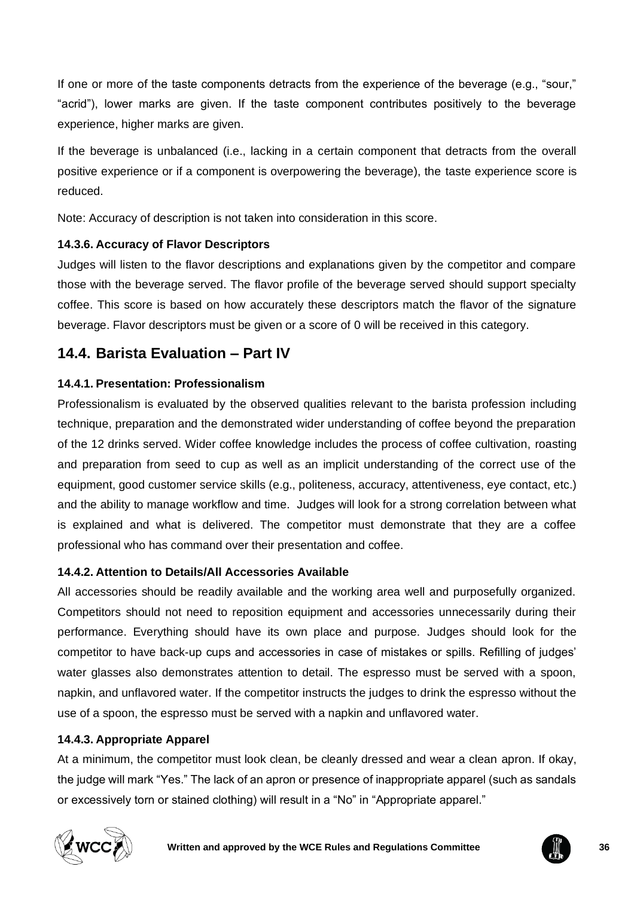If one or more of the taste components detracts from the experience of the beverage (e.g., "sour," "acrid"), lower marks are given. If the taste component contributes positively to the beverage experience, higher marks are given.

If the beverage is unbalanced (i.e., lacking in a certain component that detracts from the overall positive experience or if a component is overpowering the beverage), the taste experience score is reduced.

Note: Accuracy of description is not taken into consideration in this score.

#### 14.3.6. Accuracy of Flavor Descriptors

Judges will listen to the flavor descriptions and explanations given by the competitor and compare those with the beverage served. The flavor profile of the beverage served should support specialty coffee. This score is based on how accurately these descriptors match the flavor of the signature beverage. Flavor descriptors must be given or a score of 0 will be received in this category.

## 14.4. Barista Evaluation – Part IV

#### 14.4.1. Presentation: Professionalism

Professionalism is evaluated by the observed qualities relevant to the barista profession including technique, preparation and the demonstrated wider understanding of coffee beyond the preparation of the 12 drinks served. Wider coffee knowledge includes the process of coffee cultivation, roasting and preparation from seed to cup as well as an implicit understanding of the correct use of the equipment, good customer service skills (e.g., politeness, accuracy, attentiveness, eye contact, etc.) and the ability to manage workflow and time. Judges will look for a strong correlation between what is explained and what is delivered. The competitor must demonstrate that they are a coffee professional who has command over their presentation and coffee.

#### 14.4.2. Attention to Details/All Accessories Available

All accessories should be readily available and the working area well and purposefully organized. Competitors should not need to reposition equipment and accessories unnecessarily during their performance. Everything should have its own place and purpose. Judges should look for the competitor to have back-up cups and accessories in case of mistakes or spills. Refilling of judges' water glasses also demonstrates attention to detail. The espresso must be served with a spoon, napkin, and unflavored water. If the competitor instructs the judges to drink the espresso without the use of a spoon, the espresso must be served with a napkin and unflavored water.

#### 14.4.3. Appropriate Apparel

At a minimum, the competitor must look clean, be cleanly dressed and wear a clean apron. If okay, the judge will mark "Yes." The lack of an apron or presence of inappropriate apparel (such as sandals or excessively torn or stained clothing) will result in a "No" in "Appropriate apparel."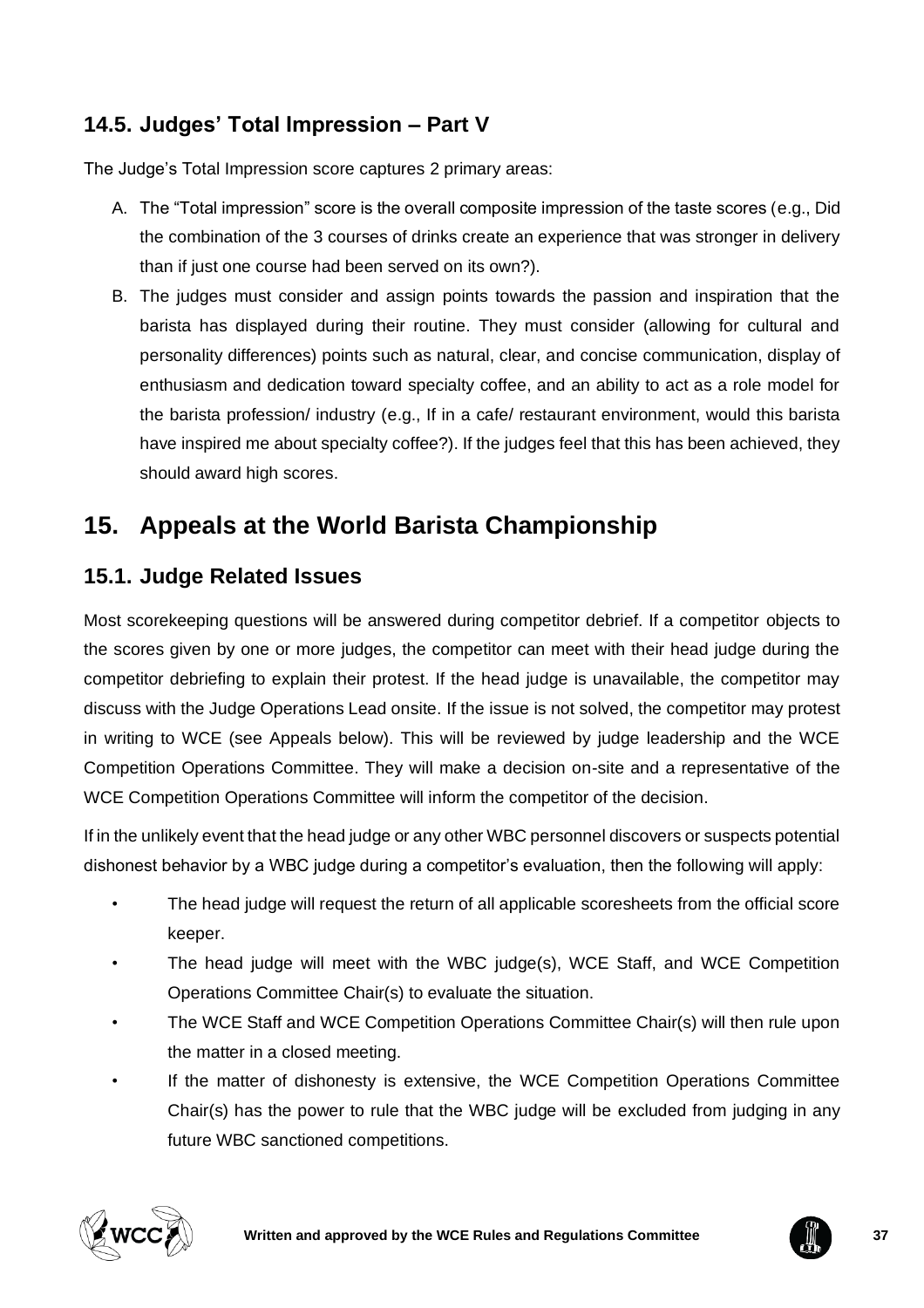### 14.5. Judges' Total Impression – Part V

The Judge's Total Impression score captures 2 primary areas:

A. The "Total impression" score is the overall composite impression of the taste scores (e.g., Did the combination of the 3 courses of drinks create an experience that was stronger in delivery than if just one course had been served on its own?).
B. The judges must consider and assign points towards the passion and inspiration that the barista has displayed during their routine. They must consider (allowing for cultural and personality differences) points such as natural, clear, and concise communication, display of enthusiasm and dedication toward specialty coffee, and an ability to act as a role model for the barista profession/ industry (e.g., If in a cafe/ restaurant environment, would this barista have inspired me about specialty coffee?). If the judges feel that this has been achieved, they should award high scores.

## 15. Appeals at the World Barista Championship

### 15.1. Judge Related Issues

Most scorekeeping questions will be answered during competitor debrief. If a competitor objects to the scores given by one or more judges, the competitor can meet with their head judge during the competitor debriefing to explain their protest. If the head judge is unavailable, the competitor may discuss with the Judge Operations Lead onsite. If the issue is not solved, the competitor may protest in writing to WCE (see Appeals below). This will be reviewed by judge leadership and the WCE Competition Operations Committee. They will make a decision on-site and a representative of the WCE Competition Operations Committee will inform the competitor of the decision.

If in the unlikely event that the head judge or any other WBC personnel discovers or suspects potential dishonest behavior by a WBC judge during a competitor's evaluation, then the following will apply:

- The head judge will request the return of all applicable scoresheets from the official score keeper.
- The head judge will meet with the WBC judge(s), WCE Staff, and WCE Competition Operations Committee Chair(s) to evaluate the situation.
- The WCE Staff and WCE Competition Operations Committee Chair(s) will then rule upon the matter in a closed meeting.
- If the matter of dishonesty is extensive, the WCE Competition Operations Committee Chair(s) has the power to rule that the WBC judge will be excluded from judging in any future WBC sanctioned competitions.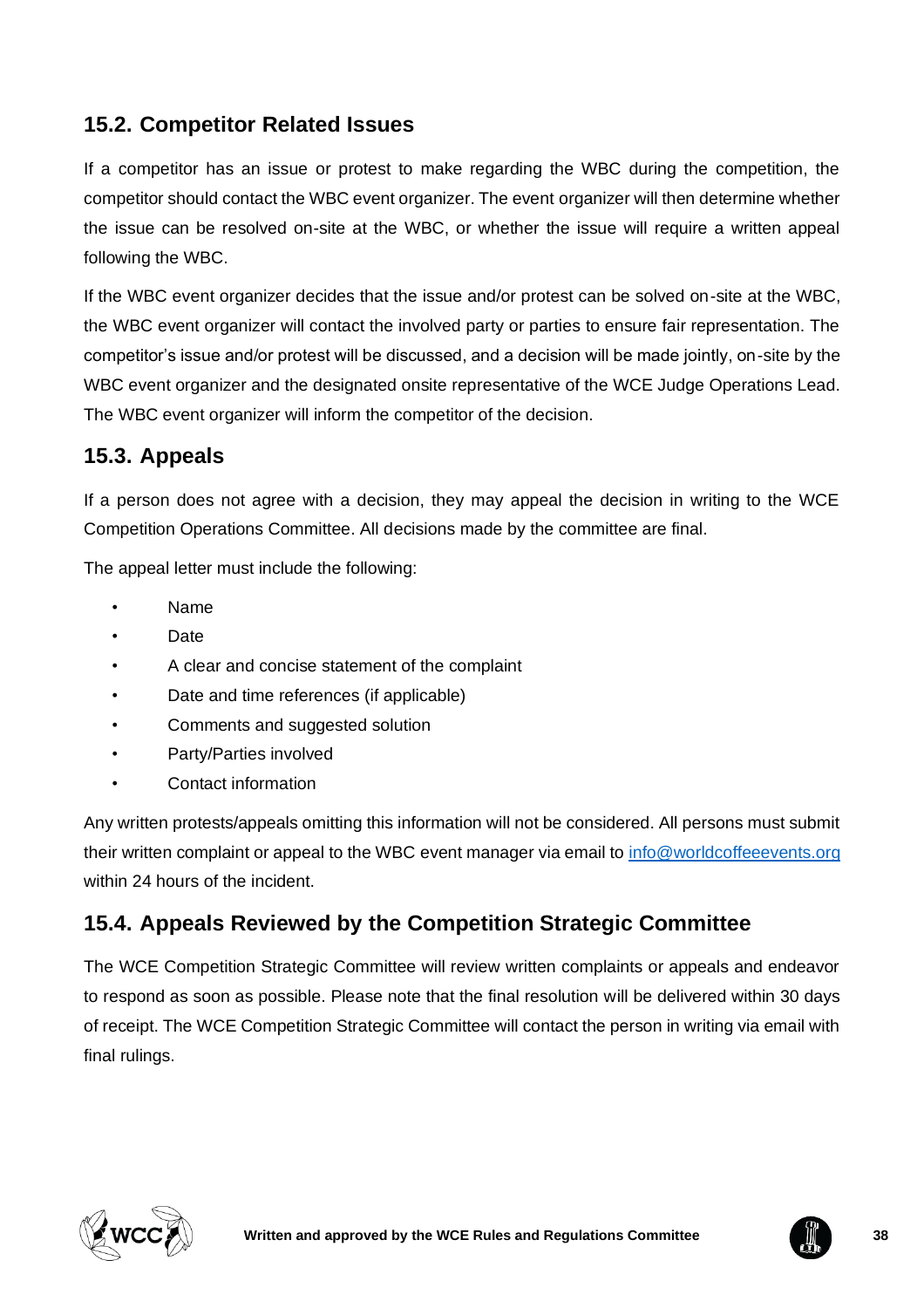## 15.2. Competitor Related Issues

If a competitor has an issue or protest to make regarding the WBC during the competition, the competitor should contact the WBC event organizer. The event organizer will then determine whether the issue can be resolved on-site at the WBC, or whether the issue will require a written appeal following the WBC.

If the WBC event organizer decides that the issue and/or protest can be solved on-site at the WBC, the WBC event organizer will contact the involved party or parties to ensure fair representation. The competitor's issue and/or protest will be discussed, and a decision will be made jointly, on-site by the WBC event organizer and the designated onsite representative of the WCE Judge Operations Lead. The WBC event organizer will inform the competitor of the decision.

## 15.3. Appeals

If a person does not agree with a decision, they may appeal the decision in writing to the WCE Competition Operations Committee. All decisions made by the committee are final.

The appeal letter must include the following:

- Name
- Date
- A clear and concise statement of the complaint
- Date and time references (if applicable)
- Comments and suggested solution
- Party/Parties involved
- Contact information

Any written protests/appeals omitting this information will not be considered. All persons must submit their written complaint or appeal to the WBC event manager via email to info@worldcoffeeevents.org within 24 hours of the incident.

## 15.4. Appeals Reviewed by the Competition Strategic Committee

The WCE Competition Strategic Committee will review written complaints or appeals and endeavor to respond as soon as possible. Please note that the final resolution will be delivered within 30 days of receipt. The WCE Competition Strategic Committee will contact the person in writing via email with final rulings.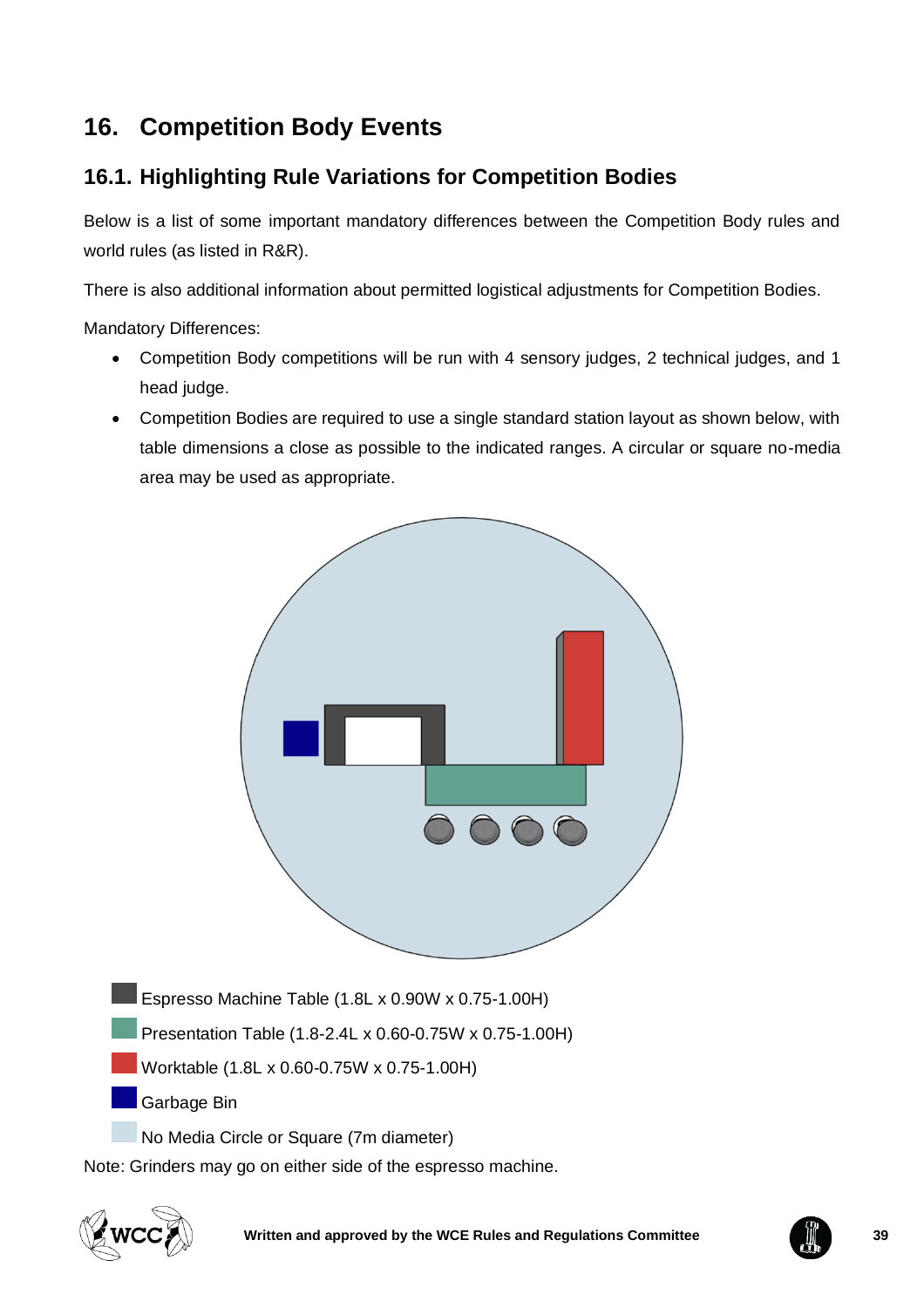# 16. Competition Body Events

## 16.1. Highlighting Rule Variations for Competition Bodies

Below is a list of some important mandatory differences between the Competition Body rules and world rules (as listed in R&R).

There is also additional information about permitted logistical adjustments for Competition Bodies.

Mandatory Differences:

- Competition Body competitions will be run with 4 sensory judges, 2 technical judges, and 1 head judge.
- Competition Bodies are required to use a single standard station layout as shown below, with table dimensions a close as possible to the indicated ranges. A circular or square no-media area may be used as appropriate.

Espresso Machine Table (1.8L x 0.90W x 0.75-1.00H)

Presentation Table (1.8-2.4L x 0.60-0.75W x 0.75-1.00H)

Worktable (1.8L x 0.60-0.75W x 0.75-1.00H)

Garbage Bin

No Media Circle or Square (7m diameter)

Note: Grinders may go on either side of the espresso machine.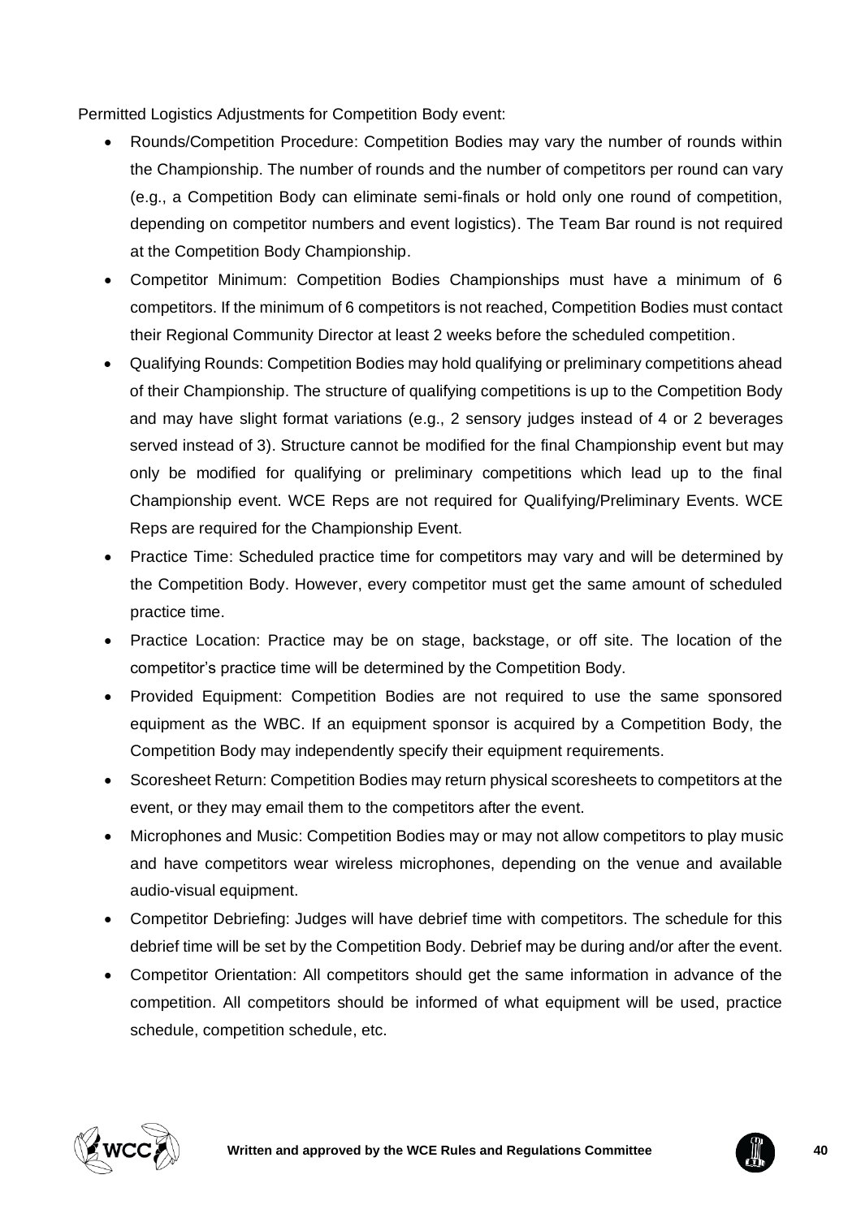Permitted Logistics Adjustments for Competition Body event:

- Rounds/Competition Procedure: Competition Bodies may vary the number of rounds within the Championship. The number of rounds and the number of competitors per round can vary (e.g., a Competition Body can eliminate semi-finals or hold only one round of competition, depending on competitor numbers and event logistics). The Team Bar round is not required at the Competition Body Championship.
- Competitor Minimum: Competition Bodies Championships must have a minimum of 6 competitors. If the minimum of 6 competitors is not reached, Competition Bodies must contact their Regional Community Director at least 2 weeks before the scheduled competition.
- Qualifying Rounds: Competition Bodies may hold qualifying or preliminary competitions ahead of their Championship. The structure of qualifying competitions is up to the Competition Body and may have slight format variations (e.g., 2 sensory judges instead of 4 or 2 beverages served instead of 3). Structure cannot be modified for the final Championship event but may only be modified for qualifying or preliminary competitions which lead up to the final Championship event. WCE Reps are not required for Qualifying/Preliminary Events. WCE Reps are required for the Championship Event.
- Practice Time: Scheduled practice time for competitors may vary and will be determined by the Competition Body. However, every competitor must get the same amount of scheduled practice time.
- Practice Location: Practice may be on stage, backstage, or off site. The location of the competitor's practice time will be determined by the Competition Body.
- Provided Equipment: Competition Bodies are not required to use the same sponsored equipment as the WBC. If an equipment sponsor is acquired by a Competition Body, the Competition Body may independently specify their equipment requirements.
- Scoresheet Return: Competition Bodies may return physical scoresheets to competitors at the event, or they may email them to the competitors after the event.
- Microphones and Music: Competition Bodies may or may not allow competitors to play music and have competitors wear wireless microphones, depending on the venue and available audio-visual equipment.
- Competitor Debriefing: Judges will have debrief time with competitors. The schedule for this debrief time will be set by the Competition Body. Debrief may be during and/or after the event.
- Competitor Orientation: All competitors should get the same information in advance of the competition. All competitors should be informed of what equipment will be used, practice schedule, competition schedule, etc.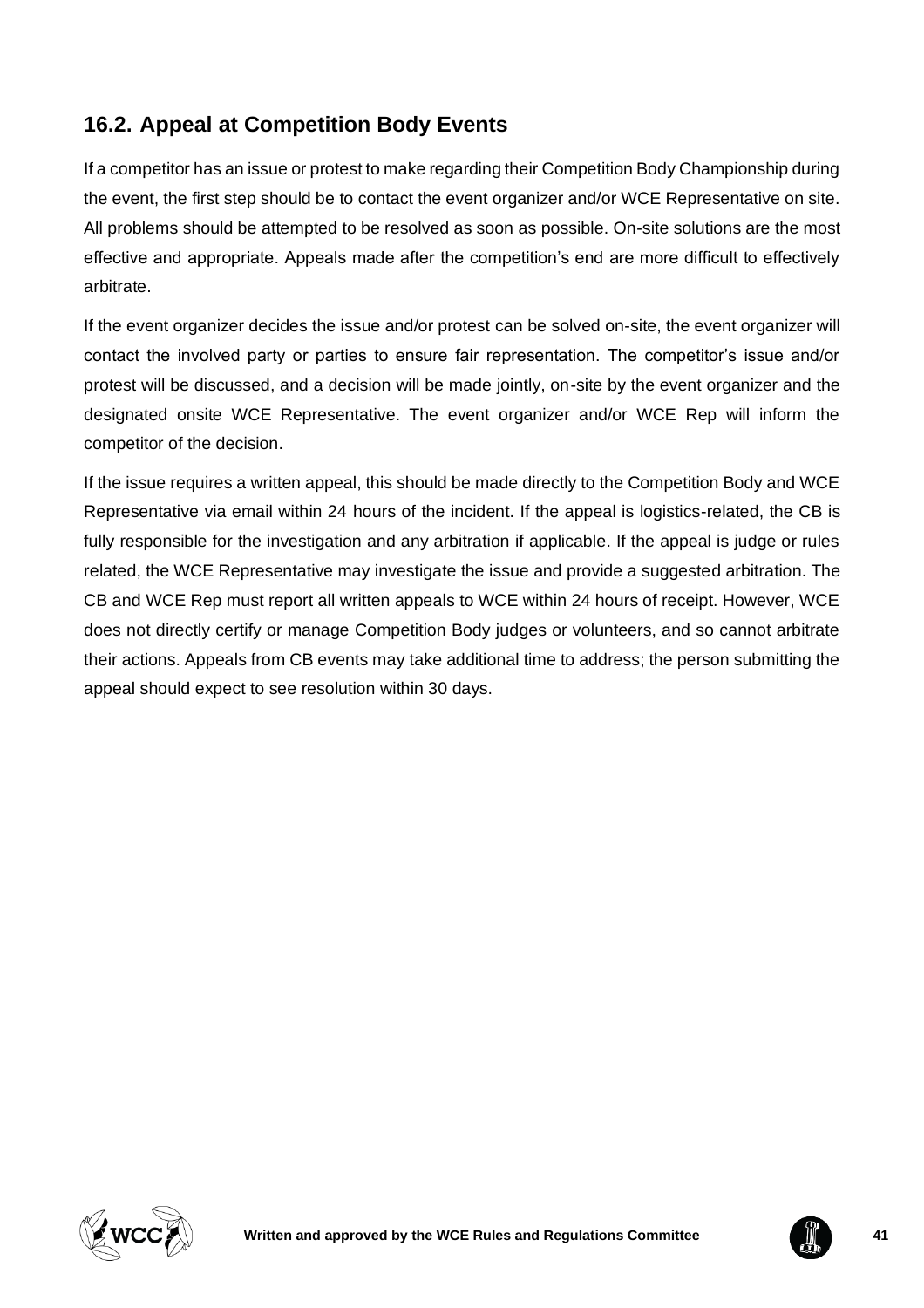## 16.2. Appeal at Competition Body Events

If a competitor has an issue or protest to make regarding their Competition Body Championship during the event, the first step should be to contact the event organizer and/or WCE Representative on site. All problems should be attempted to be resolved as soon as possible. On-site solutions are the most effective and appropriate. Appeals made after the competition's end are more difficult to effectively arbitrate.

If the event organizer decides the issue and/or protest can be solved on-site, the event organizer will contact the involved party or parties to ensure fair representation. The competitor's issue and/or protest will be discussed, and a decision will be made jointly, on-site by the event organizer and the designated onsite WCE Representative. The event organizer and/or WCE Rep will inform the competitor of the decision.

If the issue requires a written appeal, this should be made directly to the Competition Body and WCE Representative via email within 24 hours of the incident. If the appeal is logistics-related, the CB is fully responsible for the investigation and any arbitration if applicable. If the appeal is judge or rules related, the WCE Representative may investigate the issue and provide a suggested arbitration. The CB and WCE Rep must report all written appeals to WCE within 24 hours of receipt. However, WCE does not directly certify or manage Competition Body judges or volunteers, and so cannot arbitrate their actions. Appeals from CB events may take additional time to address; the person submitting the appeal should expect to see resolution within 30 days.